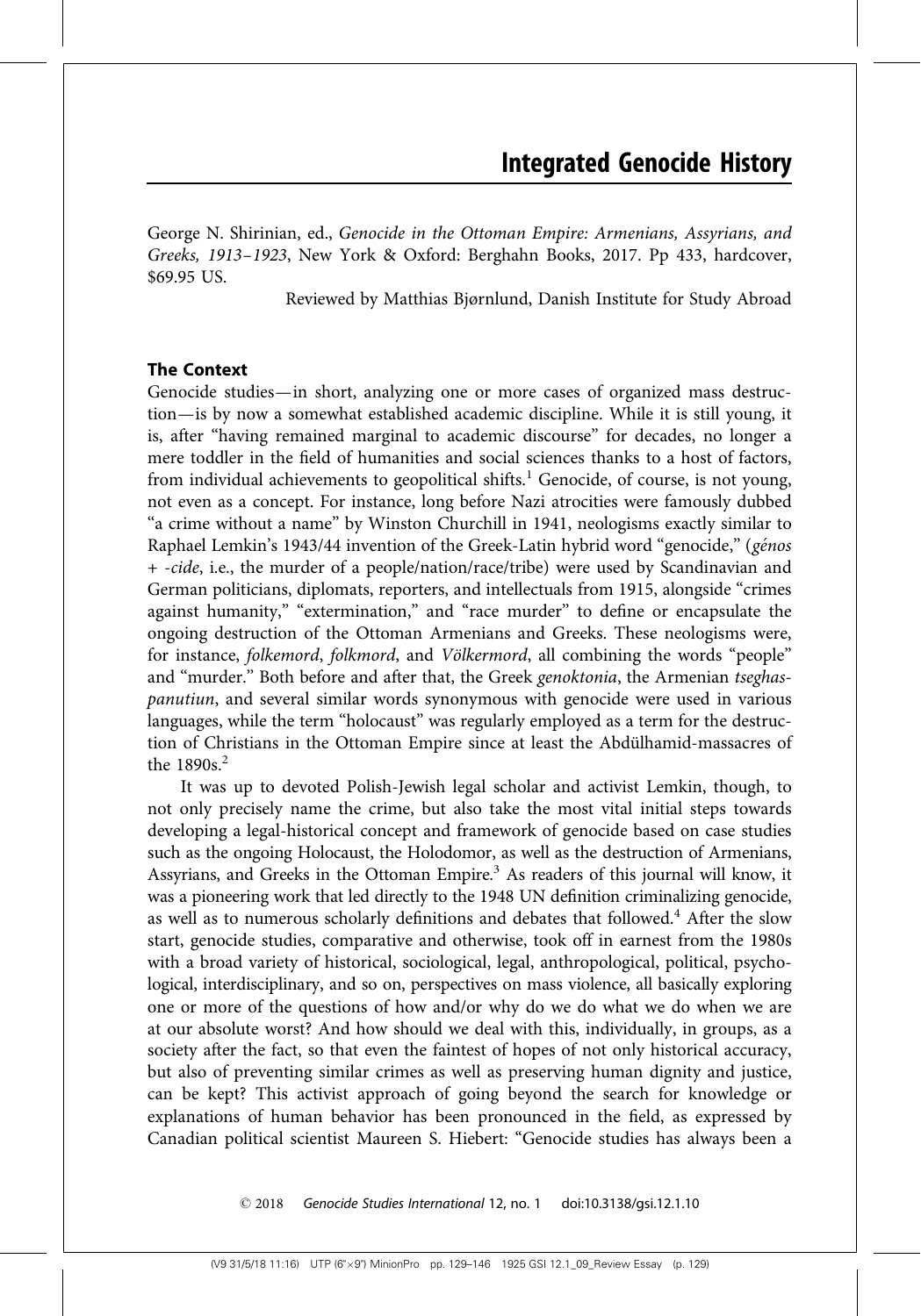# Integrated Genocide History

George N. Shirinian, ed., *Genocide in the Ottoman Empire: Armenians, Assyrians, and Greeks, 1913–1923*, New York & Oxford: Berghahn Books, 2017. Pp 433, hardcover, $69.95 US.

Reviewed by Matthias Bjørnlund, Danish Institute for Study Abroad

### The Context

Genocide studies—in short, analyzing one or more cases of organized mass destruction—is by now a somewhat established academic discipline. While it is still young, it is, after "having remained marginal to academic discourse" for decades, no longer a mere toddler in the field of humanities and social sciences thanks to a host of factors, from individual achievements to geopolitical shifts.[1] Genocide, of course, is not young, not even as a concept. For instance, long before Nazi atrocities were famously dubbed "a crime without a name" by Winston Churchill in 1941, neologisms exactly similar to Raphael Lemkin's 1943/44 invention of the Greek-Latin hybrid word "genocide," (*génos + -cide*, i.e., the murder of a people/nation/race/tribe) were used by Scandinavian and German politicians, diplomats, reporters, and intellectuals from 1915, alongside "crimes against humanity," "extermination," and "race murder" to define or encapsulate the ongoing destruction of the Ottoman Armenians and Greeks. These neologisms were, for instance, *folkemord*, *folkmord*, and *Völkermord*, all combining the words "people" and "murder." Both before and after that, the Greek *genoktonia*, the Armenian *tseghaspanutiun*, and several similar words synonymous with genocide were used in various languages, while the term "holocaust" was regularly employed as a term for the destruction of Christians in the Ottoman Empire since at least the Abdülhamid-massacres of the 1890s.[2]

It was up to devoted Polish-Jewish legal scholar and activist Lemkin, though, to not only precisely name the crime, but also take the most vital initial steps towards developing a legal-historical concept and framework of genocide based on case studies such as the ongoing Holocaust, the Holodomor, as well as the destruction of Armenians, Assyrians, and Greeks in the Ottoman Empire.[3] As readers of this journal will know, it was a pioneering work that led directly to the 1948 UN definition criminalizing genocide, as well as to numerous scholarly definitions and debates that followed.[4] After the slow start, genocide studies, comparative and otherwise, took off in earnest from the 1980s with a broad variety of historical, sociological, legal, anthropological, political, psychological, interdisciplinary, and so on, perspectives on mass violence, all basically exploring one or more of the questions of how and/or why do we do what we do when we are at our absolute worst? And how should we deal with this, individually, in groups, as a society after the fact, so that even the faintest of hopes of not only historical accuracy, but also of preventing similar crimes as well as preserving human dignity and justice, can be kept? This activist approach of going beyond the search for knowledge or explanations of human behavior has been pronounced in the field, as expressed by Canadian political scientist Maureen S. Hiebert: "Genocide studies has always been a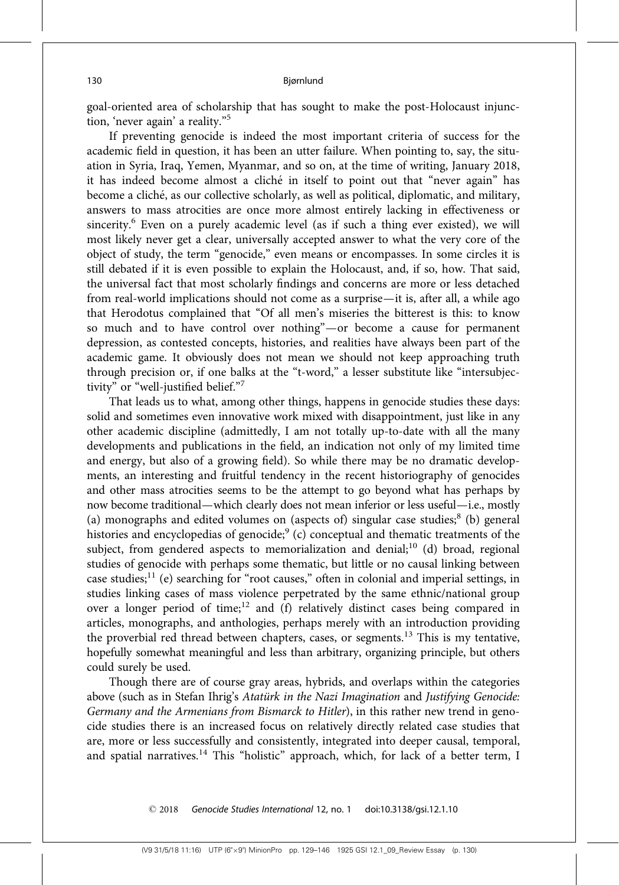goal-oriented area of scholarship that has sought to make the post-Holocaust injunction, 'never again' a reality."[5]

If preventing genocide is indeed the most important criteria of success for the academic field in question, it has been an utter failure. When pointing to, say, the situation in Syria, Iraq, Yemen, Myanmar, and so on, at the time of writing, January 2018, it has indeed become almost a cliché in itself to point out that "never again" has become a cliché, as our collective scholarly, as well as political, diplomatic, and military, answers to mass atrocities are once more almost entirely lacking in effectiveness or sincerity.[6] Even on a purely academic level (as if such a thing ever existed), we will most likely never get a clear, universally accepted answer to what the very core of the object of study, the term "genocide," even means or encompasses. In some circles it is still debated if it is even possible to explain the Holocaust, and, if so, how. That said, the universal fact that most scholarly findings and concerns are more or less detached from real-world implications should not come as a surprise—it is, after all, a while ago that Herodotus complained that "Of all men's miseries the bitterest is this: to know so much and to have control over nothing"—or become a cause for permanent depression, as contested concepts, histories, and realities have always been part of the academic game. It obviously does not mean we should not keep approaching truth through precision or, if one balks at the "t-word," a lesser substitute like "intersubjectivity" or "well-justified belief."[7]

That leads us to what, among other things, happens in genocide studies these days: solid and sometimes even innovative work mixed with disappointment, just like in any other academic discipline (admittedly, I am not totally up-to-date with all the many developments and publications in the field, an indication not only of my limited time and energy, but also of a growing field). So while there may be no dramatic developments, an interesting and fruitful tendency in the recent historiography of genocides and other mass atrocities seems to be the attempt to go beyond what has perhaps by now become traditional—which clearly does not mean inferior or less useful—i.e., mostly (a) monographs and edited volumes on (aspects of) singular case studies;[8] (b) general histories and encyclopedias of genocide;[9] (c) conceptual and thematic treatments of the subject, from gendered aspects to memorialization and denial;[10] (d) broad, regional studies of genocide with perhaps some thematic, but little or no causal linking between case studies;[11] (e) searching for "root causes," often in colonial and imperial settings, in studies linking cases of mass violence perpetrated by the same ethnic/national group over a longer period of time;[12] and (f) relatively distinct cases being compared in articles, monographs, and anthologies, perhaps merely with an introduction providing the proverbial red thread between chapters, cases, or segments.[13] This is my tentative, hopefully somewhat meaningful and less than arbitrary, organizing principle, but others could surely be used.

Though there are of course gray areas, hybrids, and overlaps within the categories above (such as in Stefan Ihrig's *Atatürk in the Nazi Imagination* and *Justifying Genocide: Germany and the Armenians from Bismarck to Hitler*), in this rather new trend in genocide studies there is an increased focus on relatively directly related case studies that are, more or less successfully and consistently, integrated into deeper causal, temporal, and spatial narratives.[14] This "holistic" approach, which, for lack of a better term, I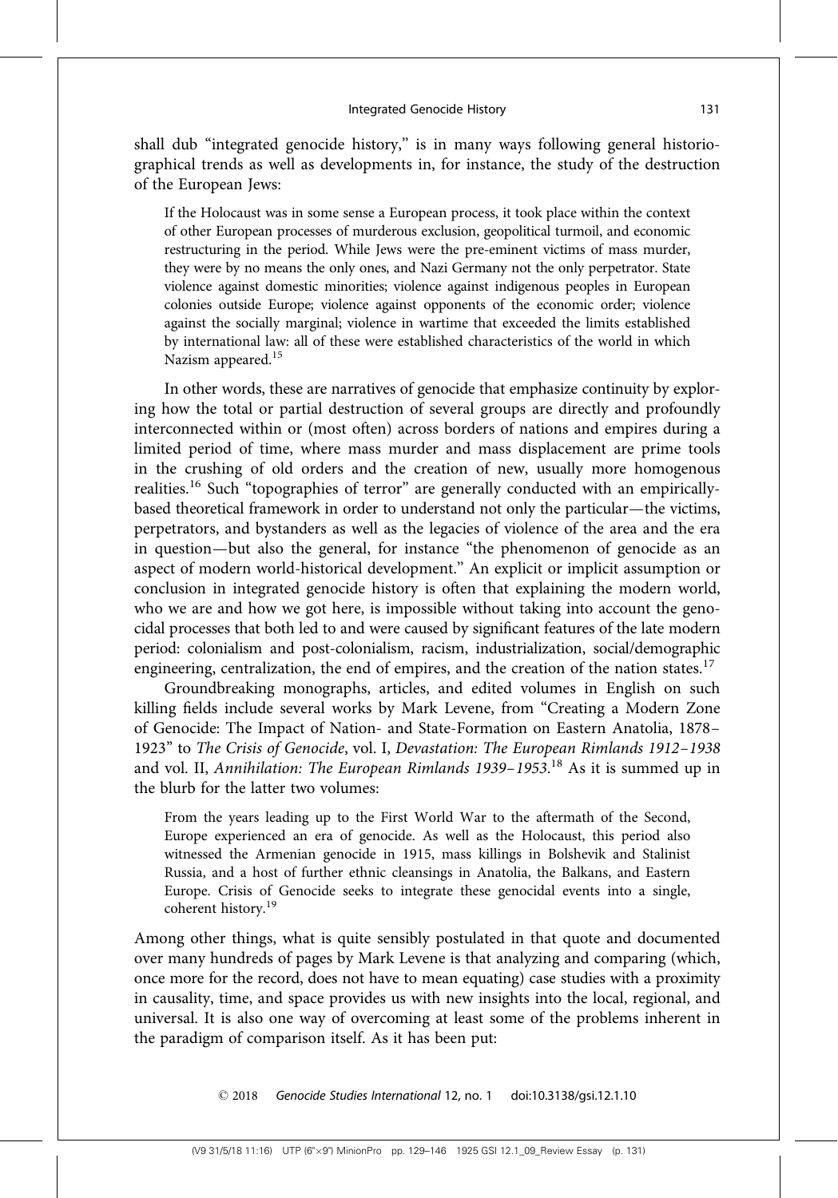shall dub "integrated genocide history," is in many ways following general historiographical trends as well as developments in, for instance, the study of the destruction of the European Jews:

> If the Holocaust was in some sense a European process, it took place within the context of other European processes of murderous exclusion, geopolitical turmoil, and economic restructuring in the period. While Jews were the pre-eminent victims of mass murder, they were by no means the only ones, and Nazi Germany not the only perpetrator. State violence against domestic minorities; violence against indigenous peoples in European colonies outside Europe; violence against opponents of the economic order; violence against the socially marginal; violence in wartime that exceeded the limits established by international law: all of these were established characteristics of the world in which Nazism appeared.[15]

In other words, these are narratives of genocide that emphasize continuity by exploring how the total or partial destruction of several groups are directly and profoundly interconnected within or (most often) across borders of nations and empires during a limited period of time, where mass murder and mass displacement are prime tools in the crushing of old orders and the creation of new, usually more homogenous realities.[16] Such "topographies of terror" are generally conducted with an empirically-based theoretical framework in order to understand not only the particular—the victims, perpetrators, and bystanders as well as the legacies of violence of the area and the era in question—but also the general, for instance "the phenomenon of genocide as an aspect of modern world-historical development." An explicit or implicit assumption or conclusion in integrated genocide history is often that explaining the modern world, who we are and how we got here, is impossible without taking into account the genocidal processes that both led to and were caused by significant features of the late modern period: colonialism and post-colonialism, racism, industrialization, social/demographic engineering, centralization, the end of empires, and the creation of the nation states.[17]

Groundbreaking monographs, articles, and edited volumes in English on such killing fields include several works by Mark Levene, from "Creating a Modern Zone of Genocide: The Impact of Nation- and State-Formation on Eastern Anatolia, 1878–1923" to *The Crisis of Genocide*, vol. I, *Devastation: The European Rimlands 1912–1938* and vol. II, *Annihilation: The European Rimlands 1939–1953*.[18] As it is summed up in the blurb for the latter two volumes:

> From the years leading up to the First World War to the aftermath of the Second, Europe experienced an era of genocide. As well as the Holocaust, this period also witnessed the Armenian genocide in 1915, mass killings in Bolshevik and Stalinist Russia, and a host of further ethnic cleansings in Anatolia, the Balkans, and Eastern Europe. Crisis of Genocide seeks to integrate these genocidal events into a single, coherent history.[19]

Among other things, what is quite sensibly postulated in that quote and documented over many hundreds of pages by Mark Levene is that analyzing and comparing (which, once more for the record, does not have to mean equating) case studies with a proximity in causality, time, and space provides us with new insights into the local, regional, and universal. It is also one way of overcoming at least some of the problems inherent in the paradigm of comparison itself. As it has been put: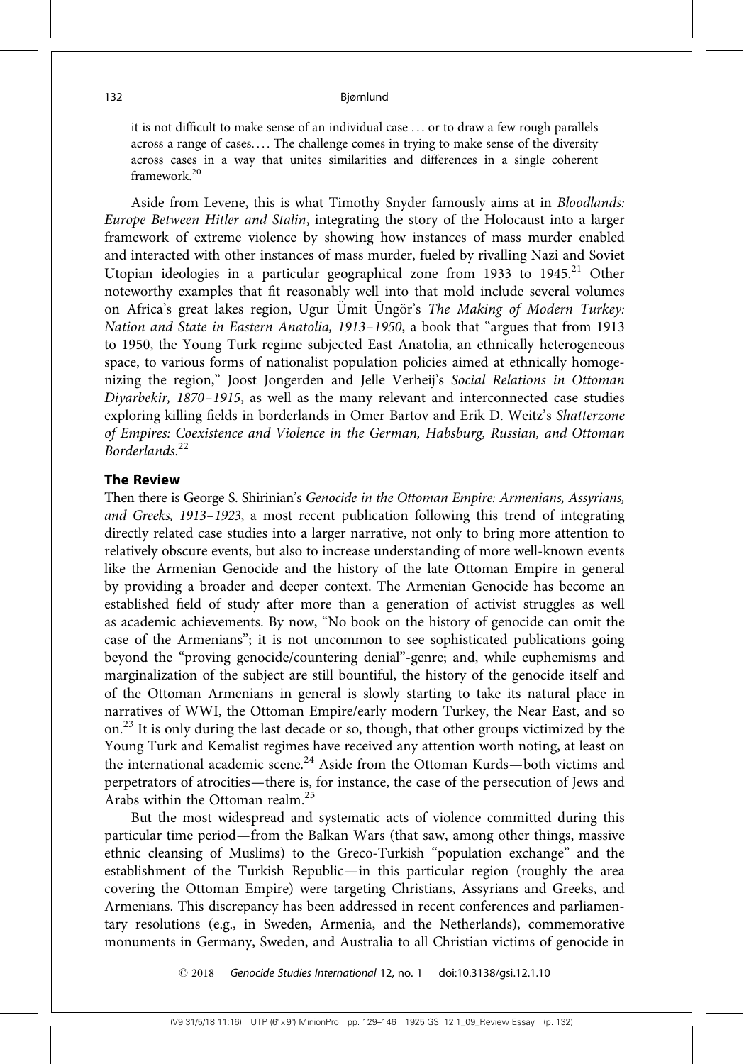it is not difficult to make sense of an individual case … or to draw a few rough parallels across a range of cases.… The challenge comes in trying to make sense of the diversity across cases in a way that unites similarities and differences in a single coherent framework.[20]

Aside from Levene, this is what Timothy Snyder famously aims at in *Bloodlands: Europe Between Hitler and Stalin*, integrating the story of the Holocaust into a larger framework of extreme violence by showing how instances of mass murder enabled and interacted with other instances of mass murder, fueled by rivalling Nazi and Soviet Utopian ideologies in a particular geographical zone from 1933 to 1945.[21] Other noteworthy examples that fit reasonably well into that mold include several volumes on Africa's great lakes region, Ugur Ümit Üngör's *The Making of Modern Turkey: Nation and State in Eastern Anatolia, 1913–1950*, a book that "argues that from 1913 to 1950, the Young Turk regime subjected East Anatolia, an ethnically heterogeneous space, to various forms of nationalist population policies aimed at ethnically homogenizing the region," Joost Jongerden and Jelle Verheij's *Social Relations in Ottoman Diyarbekir, 1870–1915*, as well as the many relevant and interconnected case studies exploring killing fields in borderlands in Omer Bartov and Erik D. Weitz's *Shatterzone of Empires: Coexistence and Violence in the German, Habsburg, Russian, and Ottoman Borderlands*.[22]

## The Review

Then there is George S. Shirinian's *Genocide in the Ottoman Empire: Armenians, Assyrians, and Greeks, 1913–1923*, a most recent publication following this trend of integrating directly related case studies into a larger narrative, not only to bring more attention to relatively obscure events, but also to increase understanding of more well-known events like the Armenian Genocide and the history of the late Ottoman Empire in general by providing a broader and deeper context. The Armenian Genocide has become an established field of study after more than a generation of activist struggles as well as academic achievements. By now, "No book on the history of genocide can omit the case of the Armenians"; it is not uncommon to see sophisticated publications going beyond the "proving genocide/countering denial"-genre; and, while euphemisms and marginalization of the subject are still bountiful, the history of the genocide itself and of the Ottoman Armenians in general is slowly starting to take its natural place in narratives of WWI, the Ottoman Empire/early modern Turkey, the Near East, and so on.[23] It is only during the last decade or so, though, that other groups victimized by the Young Turk and Kemalist regimes have received any attention worth noting, at least on the international academic scene.[24] Aside from the Ottoman Kurds—both victims and perpetrators of atrocities—there is, for instance, the case of the persecution of Jews and Arabs within the Ottoman realm.[25]

But the most widespread and systematic acts of violence committed during this particular time period—from the Balkan Wars (that saw, among other things, massive ethnic cleansing of Muslims) to the Greco-Turkish "population exchange" and the establishment of the Turkish Republic—in this particular region (roughly the area covering the Ottoman Empire) were targeting Christians, Assyrians and Greeks, and Armenians. This discrepancy has been addressed in recent conferences and parliamentary resolutions (e.g., in Sweden, Armenia, and the Netherlands), commemorative monuments in Germany, Sweden, and Australia to all Christian victims of genocide in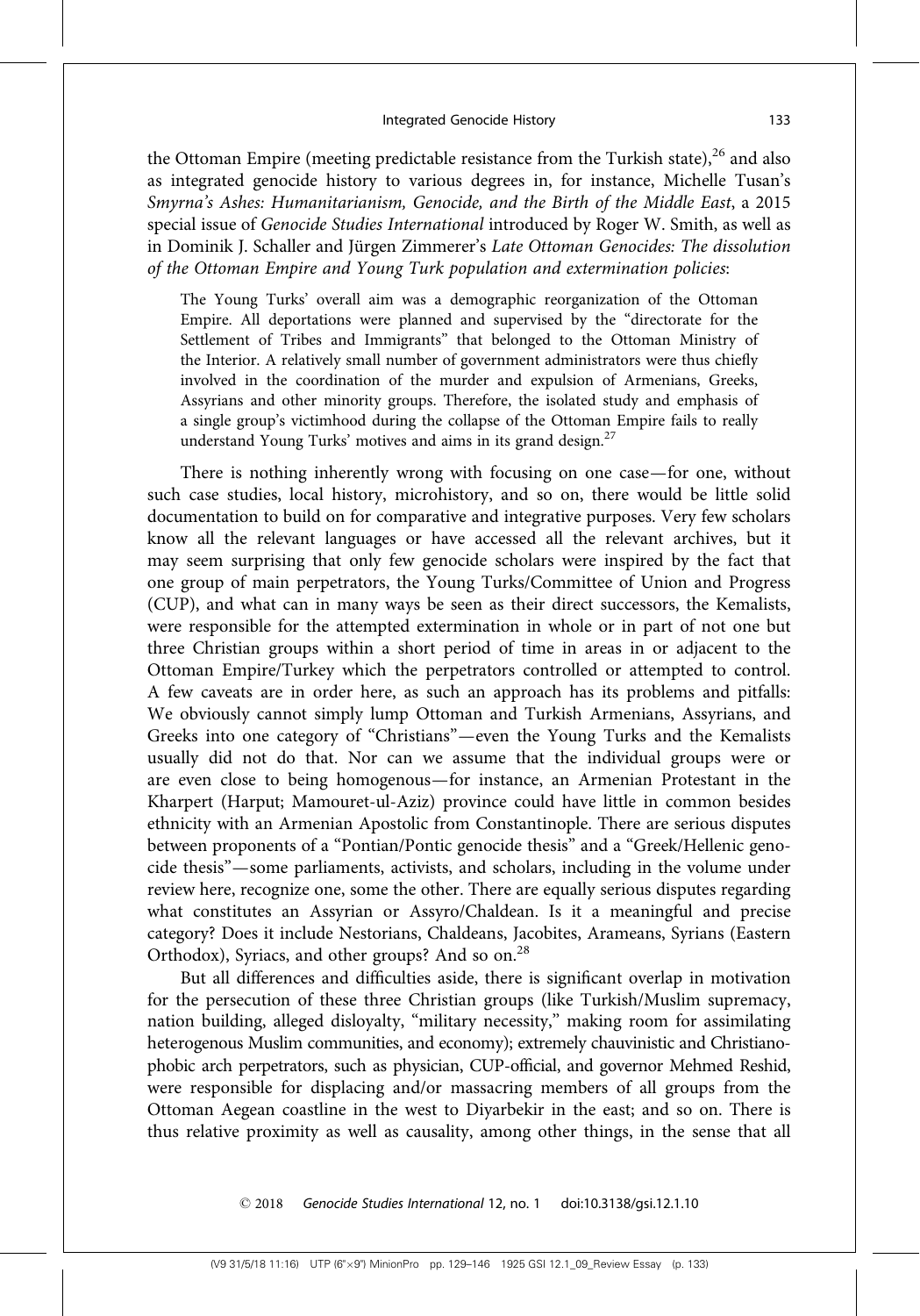the Ottoman Empire (meeting predictable resistance from the Turkish state),[26] and also as integrated genocide history to various degrees in, for instance, Michelle Tusan's *Smyrna's Ashes: Humanitarianism, Genocide, and the Birth of the Middle East*, a 2015 special issue of *Genocide Studies International* introduced by Roger W. Smith, as well as in Dominik J. Schaller and Jürgen Zimmerer's *Late Ottoman Genocides: The dissolution of the Ottoman Empire and Young Turk population and extermination policies*:

> The Young Turks' overall aim was a demographic reorganization of the Ottoman Empire. All deportations were planned and supervised by the "directorate for the Settlement of Tribes and Immigrants" that belonged to the Ottoman Ministry of the Interior. A relatively small number of government administrators were thus chiefly involved in the coordination of the murder and expulsion of Armenians, Greeks, Assyrians and other minority groups. Therefore, the isolated study and emphasis of a single group's victimhood during the collapse of the Ottoman Empire fails to really understand Young Turks' motives and aims in its grand design.[27]

There is nothing inherently wrong with focusing on one case—for one, without such case studies, local history, microhistory, and so on, there would be little solid documentation to build on for comparative and integrative purposes. Very few scholars know all the relevant languages or have accessed all the relevant archives, but it may seem surprising that only few genocide scholars were inspired by the fact that one group of main perpetrators, the Young Turks/Committee of Union and Progress (CUP), and what can in many ways be seen as their direct successors, the Kemalists, were responsible for the attempted extermination in whole or in part of not one but three Christian groups within a short period of time in areas in or adjacent to the Ottoman Empire/Turkey which the perpetrators controlled or attempted to control. A few caveats are in order here, as such an approach has its problems and pitfalls: We obviously cannot simply lump Ottoman and Turkish Armenians, Assyrians, and Greeks into one category of "Christians"—even the Young Turks and the Kemalists usually did not do that. Nor can we assume that the individual groups were or are even close to being homogenous—for instance, an Armenian Protestant in the Kharpert (Harput; Mamouret-ul-Aziz) province could have little in common besides ethnicity with an Armenian Apostolic from Constantinople. There are serious disputes between proponents of a "Pontian/Pontic genocide thesis" and a "Greek/Hellenic genocide thesis"—some parliaments, activists, and scholars, including in the volume under review here, recognize one, some the other. There are equally serious disputes regarding what constitutes an Assyrian or Assyro/Chaldean. Is it a meaningful and precise category? Does it include Nestorians, Chaldeans, Jacobites, Arameans, Syrians (Eastern Orthodox), Syriacs, and other groups? And so on.[28]

But all differences and difficulties aside, there is significant overlap in motivation for the persecution of these three Christian groups (like Turkish/Muslim supremacy, nation building, alleged disloyalty, "military necessity," making room for assimilating heterogenous Muslim communities, and economy); extremely chauvinistic and Christianophobic arch perpetrators, such as physician, CUP-official, and governor Mehmed Reshid, were responsible for displacing and/or massacring members of all groups from the Ottoman Aegean coastline in the west to Diyarbekir in the east; and so on. There is thus relative proximity as well as causality, among other things, in the sense that all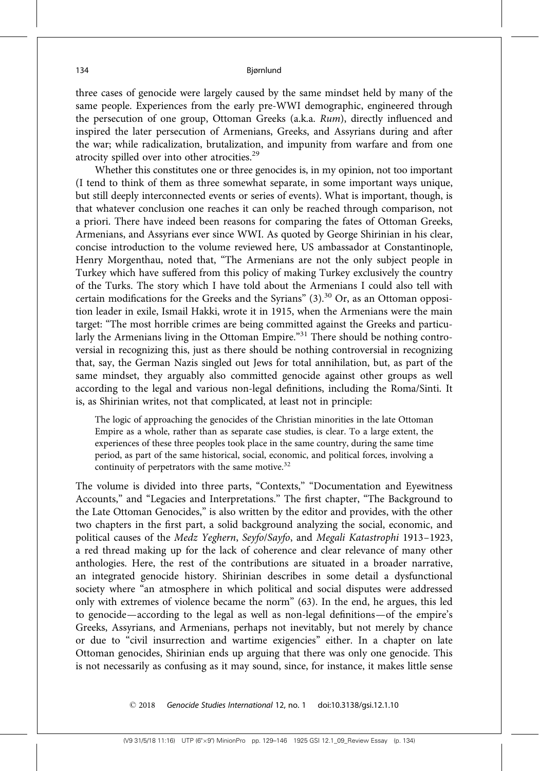three cases of genocide were largely caused by the same mindset held by many of the same people. Experiences from the early pre-WWI demographic, engineered through the persecution of one group, Ottoman Greeks (a.k.a. *Rum*), directly influenced and inspired the later persecution of Armenians, Greeks, and Assyrians during and after the war; while radicalization, brutalization, and impunity from warfare and from one atrocity spilled over into other atrocities.[29]

Whether this constitutes one or three genocides is, in my opinion, not too important (I tend to think of them as three somewhat separate, in some important ways unique, but still deeply interconnected events or series of events). What is important, though, is that whatever conclusion one reaches it can only be reached through comparison, not a priori. There have indeed been reasons for comparing the fates of Ottoman Greeks, Armenians, and Assyrians ever since WWI. As quoted by George Shirinian in his clear, concise introduction to the volume reviewed here, US ambassador at Constantinople, Henry Morgenthau, noted that, "The Armenians are not the only subject people in Turkey which have suffered from this policy of making Turkey exclusively the country of the Turks. The story which I have told about the Armenians I could also tell with certain modifications for the Greeks and the Syrians" (3).[30] Or, as an Ottoman opposition leader in exile, Ismail Hakki, wrote it in 1915, when the Armenians were the main target: "The most horrible crimes are being committed against the Greeks and particularly the Armenians living in the Ottoman Empire."[31] There should be nothing controversial in recognizing this, just as there should be nothing controversial in recognizing that, say, the German Nazis singled out Jews for total annihilation, but, as part of the same mindset, they arguably also committed genocide against other groups as well according to the legal and various non-legal definitions, including the Roma/Sinti. It is, as Shirinian writes, not that complicated, at least not in principle:

> The logic of approaching the genocides of the Christian minorities in the late Ottoman Empire as a whole, rather than as separate case studies, is clear. To a large extent, the experiences of these three peoples took place in the same country, during the same time period, as part of the same historical, social, economic, and political forces, involving a continuity of perpetrators with the same motive.[32]

The volume is divided into three parts, "Contexts," "Documentation and Eyewitness Accounts," and "Legacies and Interpretations." The first chapter, "The Background to the Late Ottoman Genocides," is also written by the editor and provides, with the other two chapters in the first part, a solid background analyzing the social, economic, and political causes of the *Medz Yeghern*, *Seyfo*/*Sayfo*, and *Megali Katastrophi* 1913–1923, a red thread making up for the lack of coherence and clear relevance of many other anthologies. Here, the rest of the contributions are situated in a broader narrative, an integrated genocide history. Shirinian describes in some detail a dysfunctional society where "an atmosphere in which political and social disputes were addressed only with extremes of violence became the norm" (63). In the end, he argues, this led to genocide—according to the legal as well as non-legal definitions—of the empire's Greeks, Assyrians, and Armenians, perhaps not inevitably, but not merely by chance or due to "civil insurrection and wartime exigencies" either. In a chapter on late Ottoman genocides, Shirinian ends up arguing that there was only one genocide. This is not necessarily as confusing as it may sound, since, for instance, it makes little sense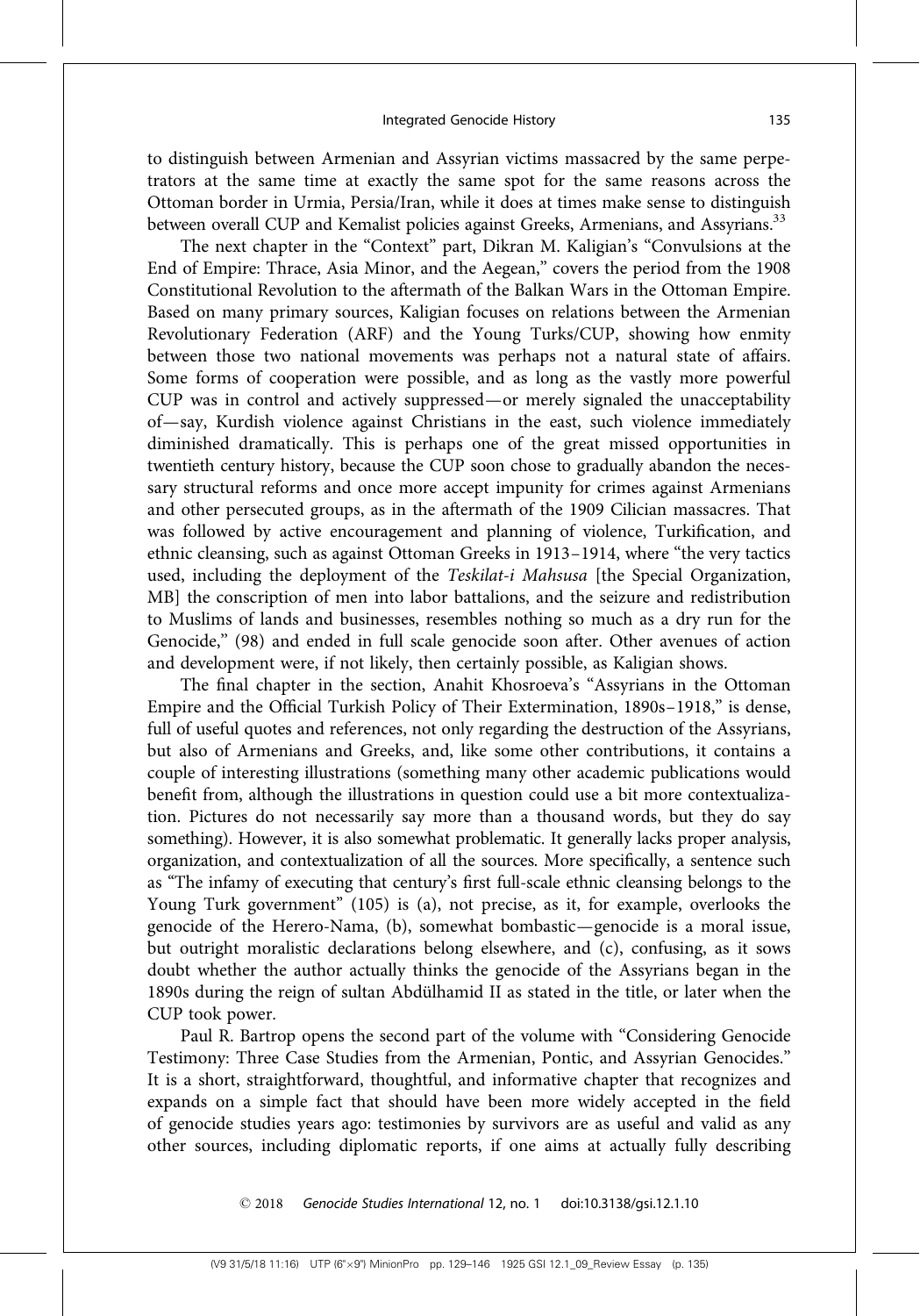to distinguish between Armenian and Assyrian victims massacred by the same perpetrators at the same time at exactly the same spot for the same reasons across the Ottoman border in Urmia, Persia/Iran, while it does at times make sense to distinguish between overall CUP and Kemalist policies against Greeks, Armenians, and Assyrians.[33]

The next chapter in the "Context" part, Dikran M. Kaligian's "Convulsions at the End of Empire: Thrace, Asia Minor, and the Aegean," covers the period from the 1908 Constitutional Revolution to the aftermath of the Balkan Wars in the Ottoman Empire. Based on many primary sources, Kaligian focuses on relations between the Armenian Revolutionary Federation (ARF) and the Young Turks/CUP, showing how enmity between those two national movements was perhaps not a natural state of affairs. Some forms of cooperation were possible, and as long as the vastly more powerful CUP was in control and actively suppressed—or merely signaled the unacceptability of—say, Kurdish violence against Christians in the east, such violence immediately diminished dramatically. This is perhaps one of the great missed opportunities in twentieth century history, because the CUP soon chose to gradually abandon the necessary structural reforms and once more accept impunity for crimes against Armenians and other persecuted groups, as in the aftermath of the 1909 Cilician massacres. That was followed by active encouragement and planning of violence, Turkification, and ethnic cleansing, such as against Ottoman Greeks in 1913–1914, where "the very tactics used, including the deployment of the *Teskilat-i Mahsusa* [the Special Organization, MB] the conscription of men into labor battalions, and the seizure and redistribution to Muslims of lands and businesses, resembles nothing so much as a dry run for the Genocide," (98) and ended in full scale genocide soon after. Other avenues of action and development were, if not likely, then certainly possible, as Kaligian shows.

The final chapter in the section, Anahit Khosroeva's "Assyrians in the Ottoman Empire and the Official Turkish Policy of Their Extermination, 1890s–1918," is dense, full of useful quotes and references, not only regarding the destruction of the Assyrians, but also of Armenians and Greeks, and, like some other contributions, it contains a couple of interesting illustrations (something many other academic publications would benefit from, although the illustrations in question could use a bit more contextualization. Pictures do not necessarily say more than a thousand words, but they do say something). However, it is also somewhat problematic. It generally lacks proper analysis, organization, and contextualization of all the sources. More specifically, a sentence such as "The infamy of executing that century's first full-scale ethnic cleansing belongs to the Young Turk government" (105) is (a), not precise, as it, for example, overlooks the genocide of the Herero-Nama, (b), somewhat bombastic—genocide is a moral issue, but outright moralistic declarations belong elsewhere, and (c), confusing, as it sows doubt whether the author actually thinks the genocide of the Assyrians began in the 1890s during the reign of sultan Abdülhamid II as stated in the title, or later when the CUP took power.

Paul R. Bartrop opens the second part of the volume with "Considering Genocide Testimony: Three Case Studies from the Armenian, Pontic, and Assyrian Genocides." It is a short, straightforward, thoughtful, and informative chapter that recognizes and expands on a simple fact that should have been more widely accepted in the field of genocide studies years ago: testimonies by survivors are as useful and valid as any other sources, including diplomatic reports, if one aims at actually fully describing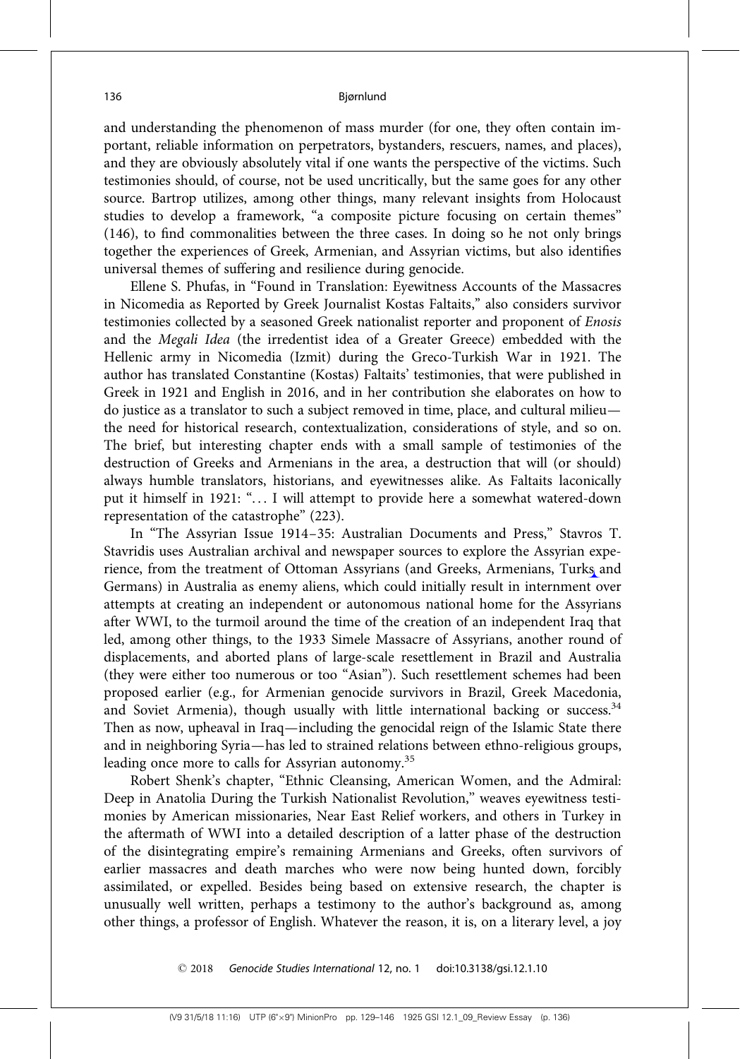and understanding the phenomenon of mass murder (for one, they often contain important, reliable information on perpetrators, bystanders, rescuers, names, and places), and they are obviously absolutely vital if one wants the perspective of the victims. Such testimonies should, of course, not be used uncritically, but the same goes for any other source. Bartrop utilizes, among other things, many relevant insights from Holocaust studies to develop a framework, "a composite picture focusing on certain themes" (146), to find commonalities between the three cases. In doing so he not only brings together the experiences of Greek, Armenian, and Assyrian victims, but also identifies universal themes of suffering and resilience during genocide.

Ellene S. Phufas, in "Found in Translation: Eyewitness Accounts of the Massacres in Nicomedia as Reported by Greek Journalist Kostas Faltaits," also considers survivor testimonies collected by a seasoned Greek nationalist reporter and proponent of *Enosis* and the *Megali Idea* (the irredentist idea of a Greater Greece) embedded with the Hellenic army in Nicomedia (Izmit) during the Greco-Turkish War in 1921. The author has translated Constantine (Kostas) Faltaits' testimonies, that were published in Greek in 1921 and English in 2016, and in her contribution she elaborates on how to do justice as a translator to such a subject removed in time, place, and cultural milieu—the need for historical research, contextualization, considerations of style, and so on. The brief, but interesting chapter ends with a small sample of testimonies of the destruction of Greeks and Armenians in the area, a destruction that will (or should) always humble translators, historians, and eyewitnesses alike. As Faltaits laconically put it himself in 1921: "… I will attempt to provide here a somewhat watered-down representation of the catastrophe" (223).

In "The Assyrian Issue 1914–35: Australian Documents and Press," Stavros T. Stavridis uses Australian archival and newspaper sources to explore the Assyrian experience, from the treatment of Ottoman Assyrians (and Greeks, Armenians, Turks and Germans) in Australia as enemy aliens, which could initially result in internment over attempts at creating an independent or autonomous national home for the Assyrians after WWI, to the turmoil around the time of the creation of an independent Iraq that led, among other things, to the 1933 Simele Massacre of Assyrians, another round of displacements, and aborted plans of large-scale resettlement in Brazil and Australia (they were either too numerous or too "Asian"). Such resettlement schemes had been proposed earlier (e.g., for Armenian genocide survivors in Brazil, Greek Macedonia, and Soviet Armenia), though usually with little international backing or success.[34] Then as now, upheaval in Iraq—including the genocidal reign of the Islamic State there and in neighboring Syria—has led to strained relations between ethno-religious groups, leading once more to calls for Assyrian autonomy.[35]

Robert Shenk's chapter, "Ethnic Cleansing, American Women, and the Admiral: Deep in Anatolia During the Turkish Nationalist Revolution," weaves eyewitness testimonies by American missionaries, Near East Relief workers, and others in Turkey in the aftermath of WWI into a detailed description of a latter phase of the destruction of the disintegrating empire's remaining Armenians and Greeks, often survivors of earlier massacres and death marches who were now being hunted down, forcibly assimilated, or expelled. Besides being based on extensive research, the chapter is unusually well written, perhaps a testimony to the author's background as, among other things, a professor of English. Whatever the reason, it is, on a literary level, a joy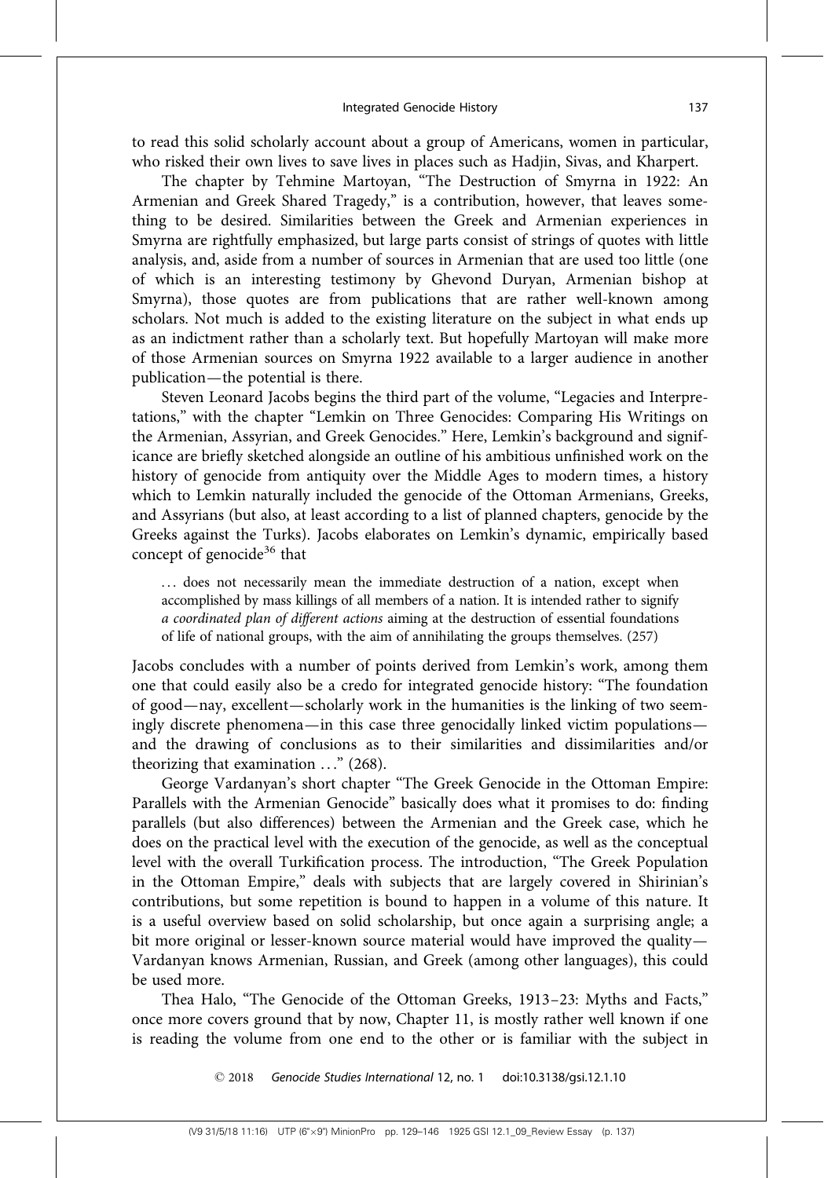to read this solid scholarly account about a group of Americans, women in particular, who risked their own lives to save lives in places such as Hadjin, Sivas, and Kharpert.

The chapter by Tehmine Martoyan, "The Destruction of Smyrna in 1922: An Armenian and Greek Shared Tragedy," is a contribution, however, that leaves something to be desired. Similarities between the Greek and Armenian experiences in Smyrna are rightfully emphasized, but large parts consist of strings of quotes with little analysis, and, aside from a number of sources in Armenian that are used too little (one of which is an interesting testimony by Ghevond Duryan, Armenian bishop at Smyrna), those quotes are from publications that are rather well-known among scholars. Not much is added to the existing literature on the subject in what ends up as an indictment rather than a scholarly text. But hopefully Martoyan will make more of those Armenian sources on Smyrna 1922 available to a larger audience in another publication—the potential is there.

Steven Leonard Jacobs begins the third part of the volume, "Legacies and Interpretations," with the chapter "Lemkin on Three Genocides: Comparing His Writings on the Armenian, Assyrian, and Greek Genocides." Here, Lemkin's background and significance are briefly sketched alongside an outline of his ambitious unfinished work on the history of genocide from antiquity over the Middle Ages to modern times, a history which to Lemkin naturally included the genocide of the Ottoman Armenians, Greeks, and Assyrians (but also, at least according to a list of planned chapters, genocide by the Greeks against the Turks). Jacobs elaborates on Lemkin's dynamic, empirically based concept of genocide[36] that

> ... does not necessarily mean the immediate destruction of a nation, except when accomplished by mass killings of all members of a nation. It is intended rather to signify *a coordinated plan of different actions* aiming at the destruction of essential foundations of life of national groups, with the aim of annihilating the groups themselves. (257)

Jacobs concludes with a number of points derived from Lemkin's work, among them one that could easily also be a credo for integrated genocide history: "The foundation of good—nay, excellent—scholarly work in the humanities is the linking of two seemingly discrete phenomena—in this case three genocidally linked victim populations—and the drawing of conclusions as to their similarities and dissimilarities and/or theorizing that examination ..." (268).

George Vardanyan's short chapter "The Greek Genocide in the Ottoman Empire: Parallels with the Armenian Genocide" basically does what it promises to do: finding parallels (but also differences) between the Armenian and the Greek case, which he does on the practical level with the execution of the genocide, as well as the conceptual level with the overall Turkification process. The introduction, "The Greek Population in the Ottoman Empire," deals with subjects that are largely covered in Shirinian's contributions, but some repetition is bound to happen in a volume of this nature. It is a useful overview based on solid scholarship, but once again a surprising angle; a bit more original or lesser-known source material would have improved the quality—Vardanyan knows Armenian, Russian, and Greek (among other languages), this could be used more.

Thea Halo, "The Genocide of the Ottoman Greeks, 1913–23: Myths and Facts," once more covers ground that by now, Chapter 11, is mostly rather well known if one is reading the volume from one end to the other or is familiar with the subject in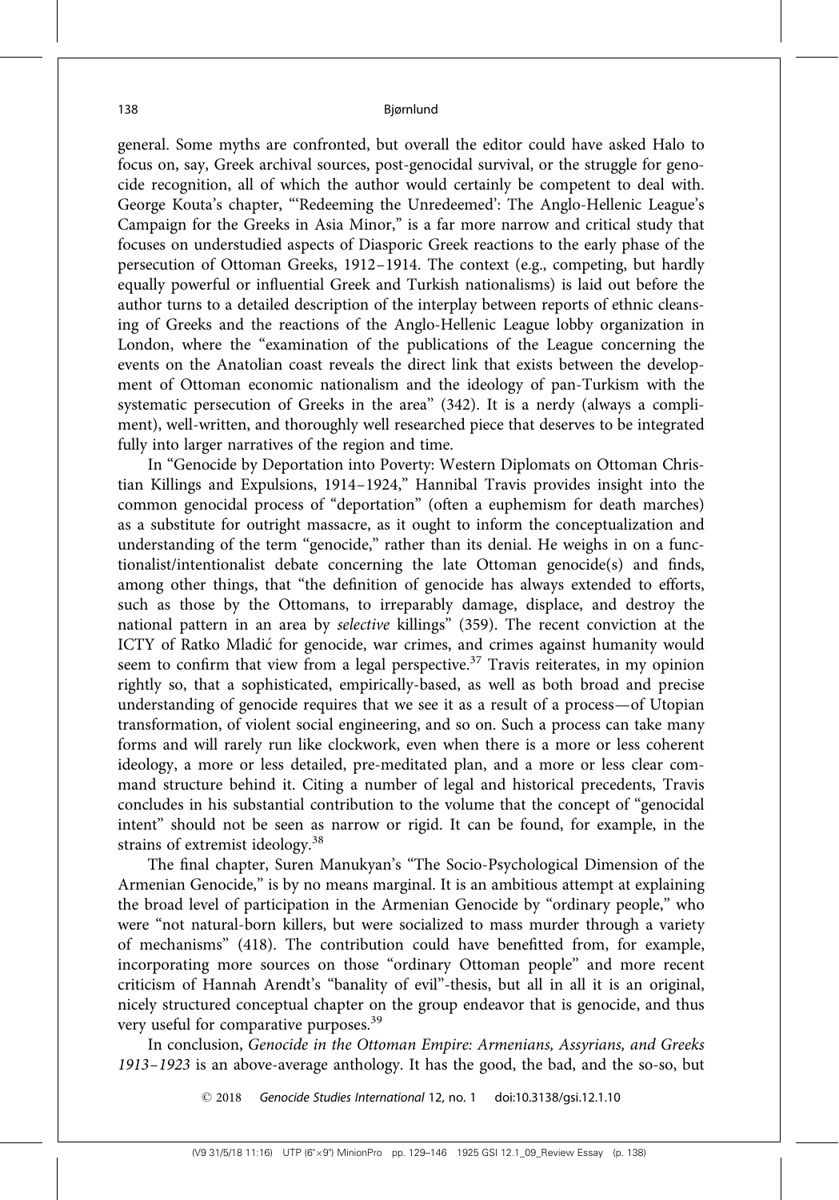general. Some myths are confronted, but overall the editor could have asked Halo to focus on, say, Greek archival sources, post-genocidal survival, or the struggle for genocide recognition, all of which the author would certainly be competent to deal with. George Kouta's chapter, "'Redeeming the Unredeemed': The Anglo-Hellenic League's Campaign for the Greeks in Asia Minor," is a far more narrow and critical study that focuses on understudied aspects of Diasporic Greek reactions to the early phase of the persecution of Ottoman Greeks, 1912–1914. The context (e.g., competing, but hardly equally powerful or influential Greek and Turkish nationalisms) is laid out before the author turns to a detailed description of the interplay between reports of ethnic cleansing of Greeks and the reactions of the Anglo-Hellenic League lobby organization in London, where the "examination of the publications of the League concerning the events on the Anatolian coast reveals the direct link that exists between the development of Ottoman economic nationalism and the ideology of pan-Turkism with the systematic persecution of Greeks in the area" (342). It is a nerdy (always a compliment), well-written, and thoroughly well researched piece that deserves to be integrated fully into larger narratives of the region and time.

In "Genocide by Deportation into Poverty: Western Diplomats on Ottoman Christian Killings and Expulsions, 1914–1924," Hannibal Travis provides insight into the common genocidal process of "deportation" (often a euphemism for death marches) as a substitute for outright massacre, as it ought to inform the conceptualization and understanding of the term "genocide," rather than its denial. He weighs in on a functionalist/intentionalist debate concerning the late Ottoman genocide(s) and finds, among other things, that "the definition of genocide has always extended to efforts, such as those by the Ottomans, to irreparably damage, displace, and destroy the national pattern in an area by *selective* killings" (359). The recent conviction at the ICTY of Ratko Mladić for genocide, war crimes, and crimes against humanity would seem to confirm that view from a legal perspective.[37] Travis reiterates, in my opinion rightly so, that a sophisticated, empirically-based, as well as both broad and precise understanding of genocide requires that we see it as a result of a process—of Utopian transformation, of violent social engineering, and so on. Such a process can take many forms and will rarely run like clockwork, even when there is a more or less coherent ideology, a more or less detailed, pre-meditated plan, and a more or less clear command structure behind it. Citing a number of legal and historical precedents, Travis concludes in his substantial contribution to the volume that the concept of "genocidal intent" should not be seen as narrow or rigid. It can be found, for example, in the strains of extremist ideology.[38]

The final chapter, Suren Manukyan's "The Socio-Psychological Dimension of the Armenian Genocide," is by no means marginal. It is an ambitious attempt at explaining the broad level of participation in the Armenian Genocide by "ordinary people," who were "not natural-born killers, but were socialized to mass murder through a variety of mechanisms" (418). The contribution could have benefitted from, for example, incorporating more sources on those "ordinary Ottoman people" and more recent criticism of Hannah Arendt's "banality of evil"-thesis, but all in all it is an original, nicely structured conceptual chapter on the group endeavor that is genocide, and thus very useful for comparative purposes.[39]

In conclusion, *Genocide in the Ottoman Empire: Armenians, Assyrians, and Greeks 1913–1923* is an above-average anthology. It has the good, the bad, and the so-so, but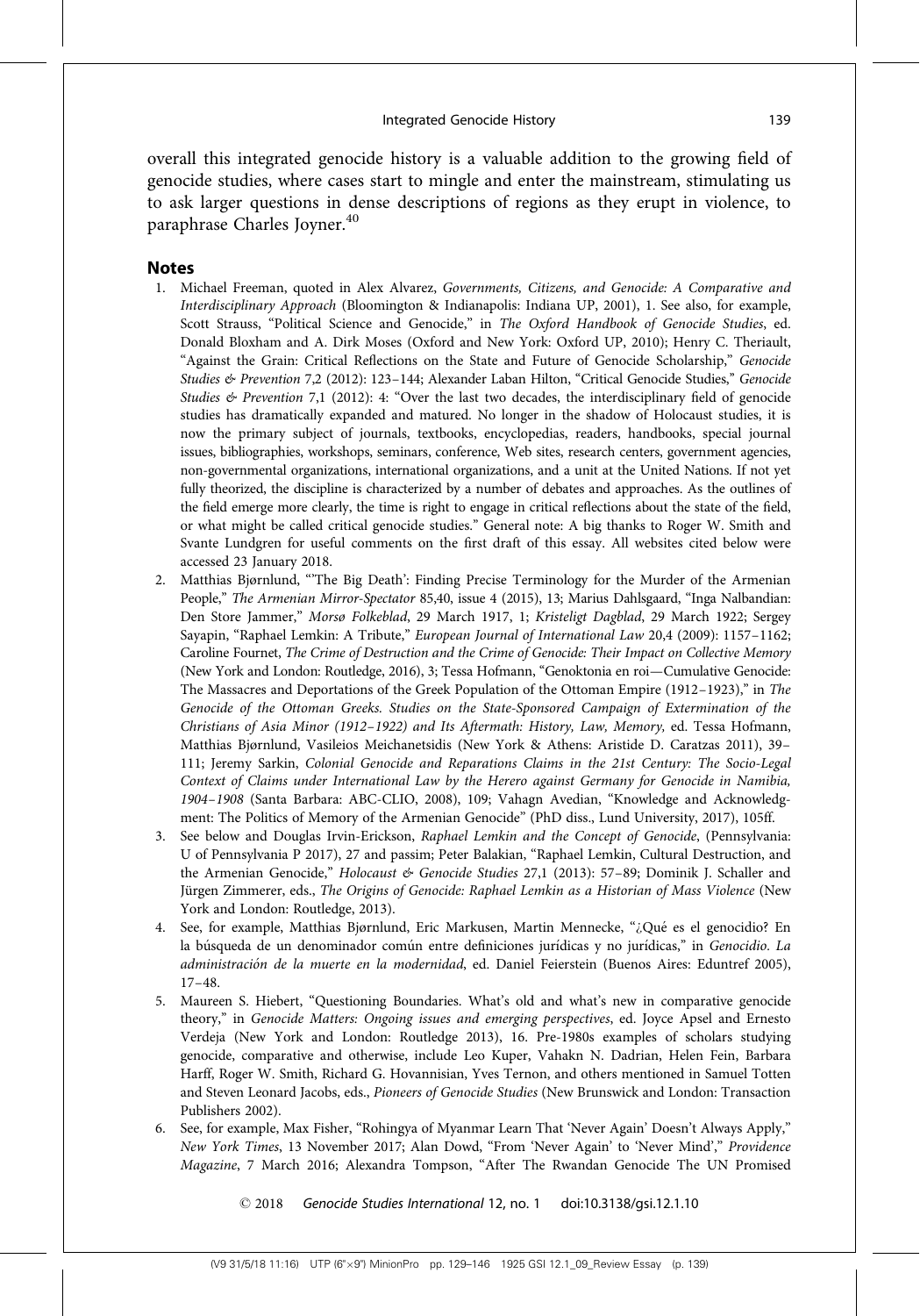overall this integrated genocide history is a valuable addition to the growing field of genocide studies, where cases start to mingle and enter the mainstream, stimulating us to ask larger questions in dense descriptions of regions as they erupt in violence, to paraphrase Charles Joyner.[40]

## Notes

1. Michael Freeman, quoted in Alex Alvarez, *Governments, Citizens, and Genocide: A Comparative and Interdisciplinary Approach* (Bloomington & Indianapolis: Indiana UP, 2001), 1. See also, for example, Scott Strauss, "Political Science and Genocide," in *The Oxford Handbook of Genocide Studies*, ed. Donald Bloxham and A. Dirk Moses (Oxford and New York: Oxford UP, 2010); Henry C. Theriault, "Against the Grain: Critical Reflections on the State and Future of Genocide Scholarship," *Genocide Studies & Prevention* 7,2 (2012): 123–144; Alexander Laban Hilton, "Critical Genocide Studies," *Genocide Studies & Prevention* 7,1 (2012): 4: "Over the last two decades, the interdisciplinary field of genocide studies has dramatically expanded and matured. No longer in the shadow of Holocaust studies, it is now the primary subject of journals, textbooks, encyclopedias, readers, handbooks, special journal issues, bibliographies, workshops, seminars, conference, Web sites, research centers, government agencies, non-governmental organizations, international organizations, and a unit at the United Nations. If not yet fully theorized, the discipline is characterized by a number of debates and approaches. As the outlines of the field emerge more clearly, the time is right to engage in critical reflections about the state of the field, or what might be called critical genocide studies." General note: A big thanks to Roger W. Smith and Svante Lundgren for useful comments on the first draft of this essay. All websites cited below were accessed 23 January 2018.
2. Matthias Bjørnlund, "'The Big Death': Finding Precise Terminology for the Murder of the Armenian People," *The Armenian Mirror-Spectator* 85,40, issue 4 (2015), 13; Marius Dahlsgaard, "Inga Nalbandian: Den Store Jammer," *Morsø Folkeblad*, 29 March 1917, 1; *Kristeligt Dagblad*, 29 March 1922; Sergey Sayapin, "Raphael Lemkin: A Tribute," *European Journal of International Law* 20,4 (2009): 1157–1162; Caroline Fournet, *The Crime of Destruction and the Crime of Genocide: Their Impact on Collective Memory* (New York and London: Routledge, 2016), 3; Tessa Hofmann, "Genoktonia en roi—Cumulative Genocide: The Massacres and Deportations of the Greek Population of the Ottoman Empire (1912–1923)," in *The Genocide of the Ottoman Greeks. Studies on the State-Sponsored Campaign of Extermination of the Christians of Asia Minor (1912–1922) and Its Aftermath: History, Law, Memory*, ed. Tessa Hofmann, Matthias Bjørnlund, Vasileios Meichanetsidis (New York & Athens: Aristide D. Caratzas 2011), 39–111; Jeremy Sarkin, *Colonial Genocide and Reparations Claims in the 21st Century: The Socio-Legal Context of Claims under International Law by the Herero against Germany for Genocide in Namibia, 1904–1908* (Santa Barbara: ABC-CLIO, 2008), 109; Vahagn Avedian, "Knowledge and Acknowledgment: The Politics of Memory of the Armenian Genocide" (PhD diss., Lund University, 2017), 105ff.
3. See below and Douglas Irvin-Erickson, *Raphael Lemkin and the Concept of Genocide*, (Pennsylvania: U of Pennsylvania P 2017), 27 and passim; Peter Balakian, "Raphael Lemkin, Cultural Destruction, and the Armenian Genocide," *Holocaust & Genocide Studies* 27,1 (2013): 57–89; Dominik J. Schaller and Jürgen Zimmerer, eds., *The Origins of Genocide: Raphael Lemkin as a Historian of Mass Violence* (New York and London: Routledge, 2013).
4. See, for example, Matthias Bjørnlund, Eric Markusen, Martin Mennecke, "¿Qué es el genocidio? En la búsqueda de un denominador común entre definiciones jurídicas y no jurídicas," in *Genocidio. La administración de la muerte en la modernidad*, ed. Daniel Feierstein (Buenos Aires: Eduntref 2005), 17–48.
5. Maureen S. Hiebert, "Questioning Boundaries. What's old and what's new in comparative genocide theory," in *Genocide Matters: Ongoing issues and emerging perspectives*, ed. Joyce Apsel and Ernesto Verdeja (New York and London: Routledge 2013), 16. Pre-1980s examples of scholars studying genocide, comparative and otherwise, include Leo Kuper, Vahakn N. Dadrian, Helen Fein, Barbara Harff, Roger W. Smith, Richard G. Hovannisian, Yves Ternon, and others mentioned in Samuel Totten and Steven Leonard Jacobs, eds., *Pioneers of Genocide Studies* (New Brunswick and London: Transaction Publishers 2002).
6. See, for example, Max Fisher, "Rohingya of Myanmar Learn That 'Never Again' Doesn't Always Apply," *New York Times*, 13 November 2017; Alan Dowd, "From 'Never Again' to 'Never Mind'," *Providence Magazine*, 7 March 2016; Alexandra Tompson, "After The Rwandan Genocide The UN Promised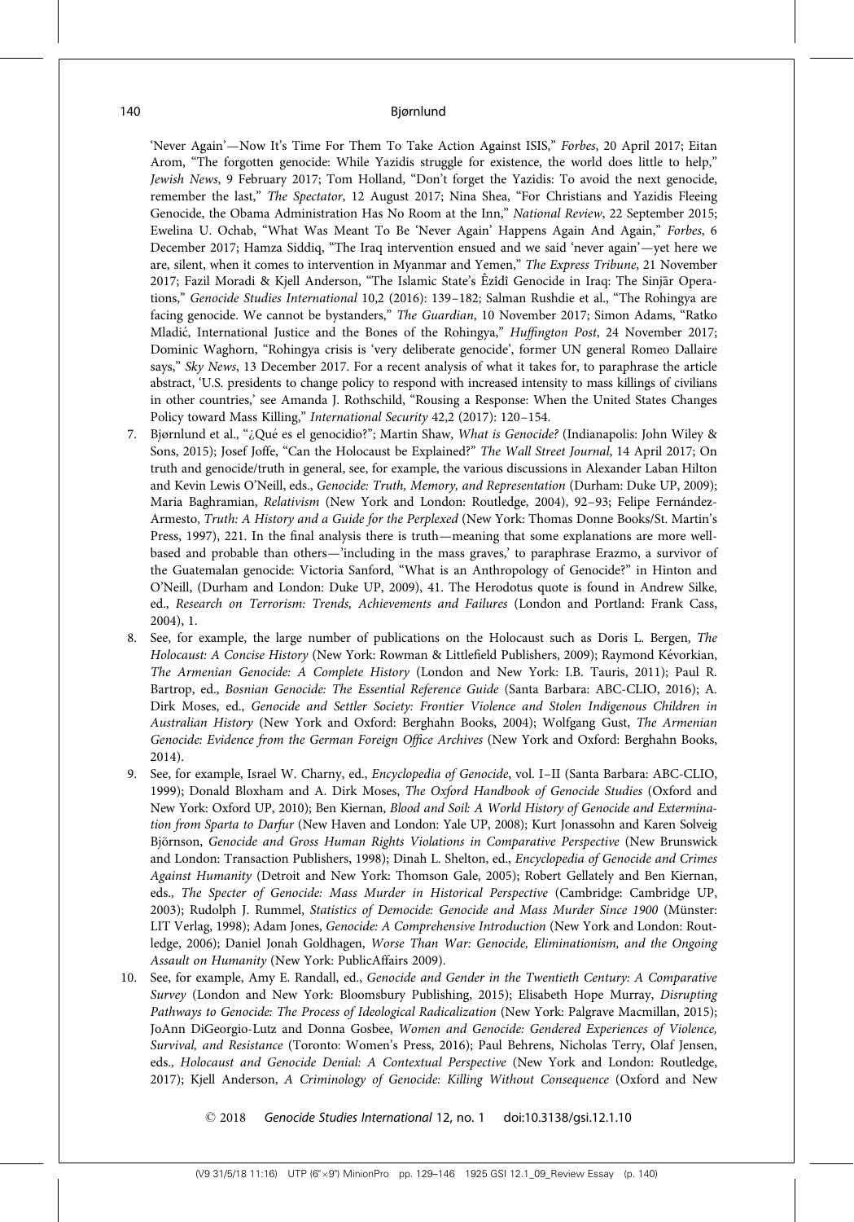'Never Again'—Now It's Time For Them To Take Action Against ISIS," *Forbes*, 20 April 2017; Eitan Arom, "The forgotten genocide: While Yazidis struggle for existence, the world does little to help," *Jewish News*, 9 February 2017; Tom Holland, "Don't forget the Yazidis: To avoid the next genocide, remember the last," *The Spectator*, 12 August 2017; Nina Shea, "For Christians and Yazidis Fleeing Genocide, the Obama Administration Has No Room at the Inn," *National Review*, 22 September 2015; Ewelina U. Ochab, "What Was Meant To Be 'Never Again' Happens Again And Again," *Forbes*, 6 December 2017; Hamza Siddiq, "The Iraq intervention ensued and we said 'never again'—yet here we are, silent, when it comes to intervention in Myanmar and Yemen," *The Express Tribune*, 21 November 2017; Fazil Moradi & Kjell Anderson, "The Islamic State's Êzîdî Genocide in Iraq: The Sinjār Operations," *Genocide Studies International* 10,2 (2016): 139–182; Salman Rushdie et al., "The Rohingya are facing genocide. We cannot be bystanders," *The Guardian*, 10 November 2017; Simon Adams, "Ratko Mladić, International Justice and the Bones of the Rohingya," *Huffington Post*, 24 November 2017; Dominic Waghorn, "Rohingya crisis is 'very deliberate genocide', former UN general Romeo Dallaire says," *Sky News*, 13 December 2017. For a recent analysis of what it takes for, to paraphrase the article abstract, 'U.S. presidents to change policy to respond with increased intensity to mass killings of civilians in other countries,' see Amanda J. Rothschild, "Rousing a Response: When the United States Changes Policy toward Mass Killing," *International Security* 42,2 (2017): 120–154.

7. Bjørnlund et al., "¿Qué es el genocidio?"; Martin Shaw, *What is Genocide?* (Indianapolis: John Wiley & Sons, 2015); Josef Joffe, "Can the Holocaust be Explained?" *The Wall Street Journal*, 14 April 2017; On truth and genocide/truth in general, see, for example, the various discussions in Alexander Laban Hilton and Kevin Lewis O'Neill, eds., *Genocide: Truth, Memory, and Representation* (Durham: Duke UP, 2009); Maria Baghramian, *Relativism* (New York and London: Routledge, 2004), 92–93; Felipe Fernández-Armesto, *Truth: A History and a Guide for the Perplexed* (New York: Thomas Donne Books/St. Martin's Press, 1997), 221. In the final analysis there is truth—meaning that some explanations are more well-based and probable than others—'including in the mass graves,' to paraphrase Erazmo, a survivor of the Guatemalan genocide: Victoria Sanford, "What is an Anthropology of Genocide?" in Hinton and O'Neill, (Durham and London: Duke UP, 2009), 41. The Herodotus quote is found in Andrew Silke, ed., *Research on Terrorism: Trends, Achievements and Failures* (London and Portland: Frank Cass, 2004), 1.
8. See, for example, the large number of publications on the Holocaust such as Doris L. Bergen, *The Holocaust: A Concise History* (New York: Rowman & Littlefield Publishers, 2009); Raymond Kévorkian, *The Armenian Genocide: A Complete History* (London and New York: I.B. Tauris, 2011); Paul R. Bartrop, ed., *Bosnian Genocide: The Essential Reference Guide* (Santa Barbara: ABC-CLIO, 2016); A. Dirk Moses, ed., *Genocide and Settler Society: Frontier Violence and Stolen Indigenous Children in Australian History* (New York and Oxford: Berghahn Books, 2004); Wolfgang Gust, *The Armenian Genocide: Evidence from the German Foreign Office Archives* (New York and Oxford: Berghahn Books, 2014).
9. See, for example, Israel W. Charny, ed., *Encyclopedia of Genocide*, vol. I–II (Santa Barbara: ABC-CLIO, 1999); Donald Bloxham and A. Dirk Moses, *The Oxford Handbook of Genocide Studies* (Oxford and New York: Oxford UP, 2010); Ben Kiernan, *Blood and Soil: A World History of Genocide and Extermination from Sparta to Darfur* (New Haven and London: Yale UP, 2008); Kurt Jonassohn and Karen Solveig Björnson, *Genocide and Gross Human Rights Violations in Comparative Perspective* (New Brunswick and London: Transaction Publishers, 1998); Dinah L. Shelton, ed., *Encyclopedia of Genocide and Crimes Against Humanity* (Detroit and New York: Thomson Gale, 2005); Robert Gellately and Ben Kiernan, eds., *The Specter of Genocide: Mass Murder in Historical Perspective* (Cambridge: Cambridge UP, 2003); Rudolph J. Rummel, *Statistics of Democide: Genocide and Mass Murder Since 1900* (Münster: LIT Verlag, 1998); Adam Jones, *Genocide: A Comprehensive Introduction* (New York and London: Routledge, 2006); Daniel Jonah Goldhagen, *Worse Than War: Genocide, Eliminationism, and the Ongoing Assault on Humanity* (New York: PublicAffairs 2009).
10. See, for example, Amy E. Randall, ed., *Genocide and Gender in the Twentieth Century: A Comparative Survey* (London and New York: Bloomsbury Publishing, 2015); Elisabeth Hope Murray, *Disrupting Pathways to Genocide: The Process of Ideological Radicalization* (New York: Palgrave Macmillan, 2015); JoAnn DiGeorgio-Lutz and Donna Gosbee, *Women and Genocide: Gendered Experiences of Violence, Survival, and Resistance* (Toronto: Women's Press, 2016); Paul Behrens, Nicholas Terry, Olaf Jensen, eds., *Holocaust and Genocide Denial: A Contextual Perspective* (New York and London: Routledge, 2017); Kjell Anderson, *A Criminology of Genocide: Killing Without Consequence* (Oxford and New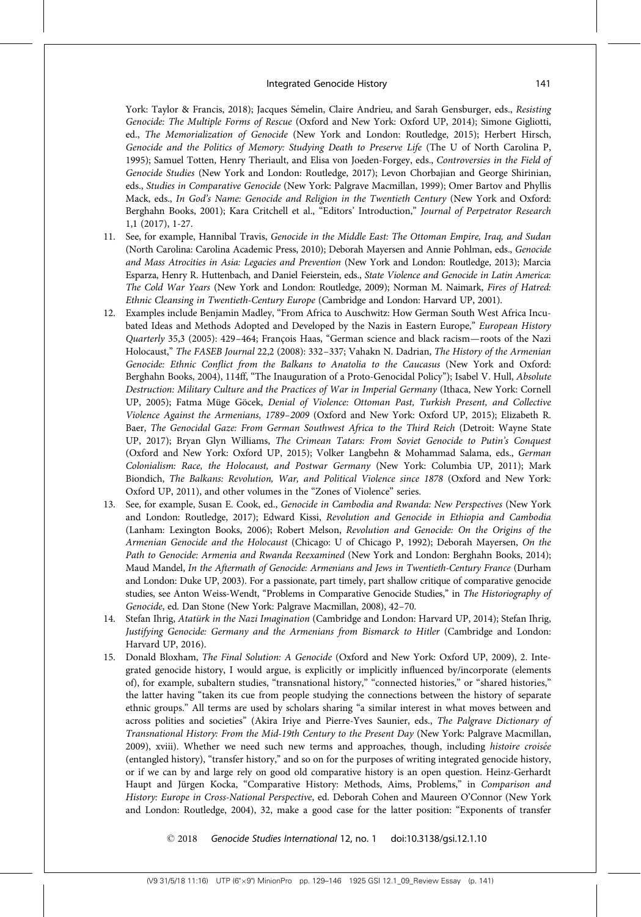York: Taylor & Francis, 2018); Jacques Sémelin, Claire Andrieu, and Sarah Gensburger, eds., *Resisting Genocide: The Multiple Forms of Rescue* (Oxford and New York: Oxford UP, 2014); Simone Gigliotti, ed., *The Memorialization of Genocide* (New York and London: Routledge, 2015); Herbert Hirsch, *Genocide and the Politics of Memory: Studying Death to Preserve Life* (The U of North Carolina P, 1995); Samuel Totten, Henry Theriault, and Elisa von Joeden-Forgey, eds., *Controversies in the Field of Genocide Studies* (New York and London: Routledge, 2017); Levon Chorbajian and George Shirinian, eds., *Studies in Comparative Genocide* (New York: Palgrave Macmillan, 1999); Omer Bartov and Phyllis Mack, eds., *In God's Name: Genocide and Religion in the Twentieth Century* (New York and Oxford: Berghahn Books, 2001); Kara Critchell et al., "Editors' Introduction," *Journal of Perpetrator Research* 1,1 (2017), 1-27.

11. See, for example, Hannibal Travis, *Genocide in the Middle East: The Ottoman Empire, Iraq, and Sudan* (North Carolina: Carolina Academic Press, 2010); Deborah Mayersen and Annie Pohlman, eds., *Genocide and Mass Atrocities in Asia: Legacies and Prevention* (New York and London: Routledge, 2013); Marcia Esparza, Henry R. Huttenbach, and Daniel Feierstein, eds., *State Violence and Genocide in Latin America: The Cold War Years* (New York and London: Routledge, 2009); Norman M. Naimark, *Fires of Hatred: Ethnic Cleansing in Twentieth-Century Europe* (Cambridge and London: Harvard UP, 2001).
12. Examples include Benjamin Madley, "From Africa to Auschwitz: How German South West Africa Incubated Ideas and Methods Adopted and Developed by the Nazis in Eastern Europe," *European History Quarterly* 35,3 (2005): 429–464; François Haas, "German science and black racism—roots of the Nazi Holocaust," *The FASEB Journal* 22,2 (2008): 332–337; Vahakn N. Dadrian, *The History of the Armenian Genocide: Ethnic Conflict from the Balkans to Anatolia to the Caucasus* (New York and Oxford: Berghahn Books, 2004), 114ff, "The Inauguration of a Proto-Genocidal Policy"); Isabel V. Hull, *Absolute Destruction: Military Culture and the Practices of War in Imperial Germany* (Ithaca, New York: Cornell UP, 2005); Fatma Müge Göcek, *Denial of Violence: Ottoman Past, Turkish Present, and Collective Violence Against the Armenians, 1789–2009* (Oxford and New York: Oxford UP, 2015); Elizabeth R. Baer, *The Genocidal Gaze: From German Southwest Africa to the Third Reich* (Detroit: Wayne State UP, 2017); Bryan Glyn Williams, *The Crimean Tatars: From Soviet Genocide to Putin's Conquest* (Oxford and New York: Oxford UP, 2015); Volker Langbehn & Mohammad Salama, eds., *German Colonialism: Race, the Holocaust, and Postwar Germany* (New York: Columbia UP, 2011); Mark Biondich, *The Balkans: Revolution, War, and Political Violence since 1878* (Oxford and New York: Oxford UP, 2011), and other volumes in the "Zones of Violence" series.
13. See, for example, Susan E. Cook, ed., *Genocide in Cambodia and Rwanda: New Perspectives* (New York and London: Routledge, 2017); Edward Kissi, *Revolution and Genocide in Ethiopia and Cambodia* (Lanham: Lexington Books, 2006); Robert Melson, *Revolution and Genocide: On the Origins of the Armenian Genocide and the Holocaust* (Chicago: U of Chicago P, 1992); Deborah Mayersen, *On the Path to Genocide: Armenia and Rwanda Reexamined* (New York and London: Berghahn Books, 2014); Maud Mandel, *In the Aftermath of Genocide: Armenians and Jews in Twentieth-Century France* (Durham and London: Duke UP, 2003). For a passionate, part timely, part shallow critique of comparative genocide studies, see Anton Weiss-Wendt, "Problems in Comparative Genocide Studies," in *The Historiography of Genocide*, ed. Dan Stone (New York: Palgrave Macmillan, 2008), 42–70.
14. Stefan Ihrig, *Atatürk in the Nazi Imagination* (Cambridge and London: Harvard UP, 2014); Stefan Ihrig, *Justifying Genocide: Germany and the Armenians from Bismarck to Hitler* (Cambridge and London: Harvard UP, 2016).
15. Donald Bloxham, *The Final Solution: A Genocide* (Oxford and New York: Oxford UP, 2009), 2. Integrated genocide history, I would argue, is explicitly or implicitly influenced by/incorporate (elements of), for example, subaltern studies, "transnational history," "connected histories," or "shared histories," the latter having "taken its cue from people studying the connections between the history of separate ethnic groups." All terms are used by scholars sharing "a similar interest in what moves between and across polities and societies" (Akira Iriye and Pierre-Yves Saunier, eds., *The Palgrave Dictionary of Transnational History: From the Mid-19th Century to the Present Day* (New York: Palgrave Macmillan, 2009), xviii). Whether we need such new terms and approaches, though, including *histoire croisée* (entangled history), "transfer history," and so on for the purposes of writing integrated genocide history, or if we can by and large rely on good old comparative history is an open question. Heinz-Gerhardt Haupt and Jürgen Kocka, "Comparative History: Methods, Aims, Problems," in *Comparison and History: Europe in Cross-National Perspective*, ed. Deborah Cohen and Maureen O'Connor (New York and London: Routledge, 2004), 32, make a good case for the latter position: "Exponents of transfer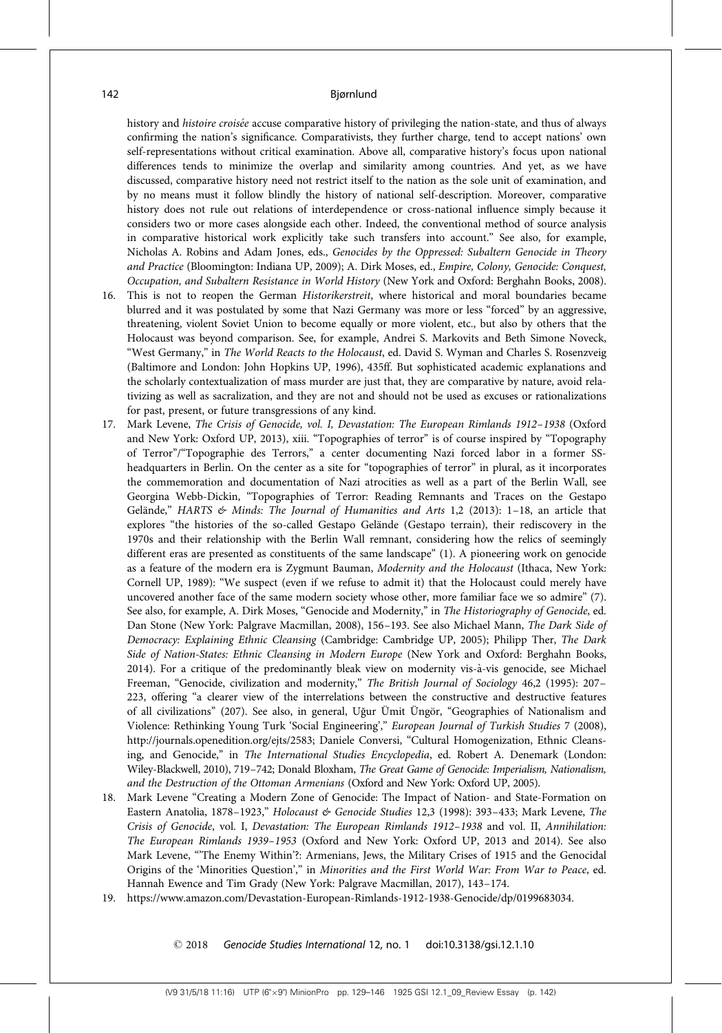history and *histoire croisée* accuse comparative history of privileging the nation-state, and thus of always confirming the nation's significance. Comparativists, they further charge, tend to accept nations' own self-representations without critical examination. Above all, comparative history's focus upon national differences tends to minimize the overlap and similarity among countries. And yet, as we have discussed, comparative history need not restrict itself to the nation as the sole unit of examination, and by no means must it follow blindly the history of national self-description. Moreover, comparative history does not rule out relations of interdependence or cross-national influence simply because it considers two or more cases alongside each other. Indeed, the conventional method of source analysis in comparative historical work explicitly take such transfers into account." See also, for example, Nicholas A. Robins and Adam Jones, eds., *Genocides by the Oppressed: Subaltern Genocide in Theory and Practice* (Bloomington: Indiana UP, 2009); A. Dirk Moses, ed., *Empire, Colony, Genocide: Conquest, Occupation, and Subaltern Resistance in World History* (New York and Oxford: Berghahn Books, 2008).

16. This is not to reopen the German *Historikerstreit*, where historical and moral boundaries became blurred and it was postulated by some that Nazi Germany was more or less "forced" by an aggressive, threatening, violent Soviet Union to become equally or more violent, etc., but also by others that the Holocaust was beyond comparison. See, for example, Andrei S. Markovits and Beth Simone Noveck, "West Germany," in *The World Reacts to the Holocaust*, ed. David S. Wyman and Charles S. Rosenzveig (Baltimore and London: John Hopkins UP, 1996), 435ff. But sophisticated academic explanations and the scholarly contextualization of mass murder are just that, they are comparative by nature, avoid relativizing as well as sacralization, and they are not and should not be used as excuses or rationalizations for past, present, or future transgressions of any kind.
17. Mark Levene, *The Crisis of Genocide, vol. I, Devastation: The European Rimlands 1912–1938* (Oxford and New York: Oxford UP, 2013), xiii. "Topographies of terror" is of course inspired by "Topography of Terror"/"Topographie des Terrors," a center documenting Nazi forced labor in a former SS-headquarters in Berlin. On the center as a site for "topographies of terror" in plural, as it incorporates the commemoration and documentation of Nazi atrocities as well as a part of the Berlin Wall, see Georgina Webb-Dickin, "Topographies of Terror: Reading Remnants and Traces on the Gestapo Gelände," *HARTS & Minds: The Journal of Humanities and Arts* 1,2 (2013): 1–18, an article that explores "the histories of the so-called Gestapo Gelände (Gestapo terrain), their rediscovery in the 1970s and their relationship with the Berlin Wall remnant, considering how the relics of seemingly different eras are presented as constituents of the same landscape" (1). A pioneering work on genocide as a feature of the modern era is Zygmunt Bauman, *Modernity and the Holocaust* (Ithaca, New York: Cornell UP, 1989): "We suspect (even if we refuse to admit it) that the Holocaust could merely have uncovered another face of the same modern society whose other, more familiar face we so admire" (7). See also, for example, A. Dirk Moses, "Genocide and Modernity," in *The Historiography of Genocide*, ed. Dan Stone (New York: Palgrave Macmillan, 2008), 156–193. See also Michael Mann, *The Dark Side of Democracy: Explaining Ethnic Cleansing* (Cambridge: Cambridge UP, 2005); Philipp Ther, *The Dark Side of Nation-States: Ethnic Cleansing in Modern Europe* (New York and Oxford: Berghahn Books, 2014). For a critique of the predominantly bleak view on modernity vis-à-vis genocide, see Michael Freeman, "Genocide, civilization and modernity," *The British Journal of Sociology* 46,2 (1995): 207–223, offering "a clearer view of the interrelations between the constructive and destructive features of all civilizations" (207). See also, in general, Uğur Ümit Üngör, "Geographies of Nationalism and Violence: Rethinking Young Turk 'Social Engineering'," *European Journal of Turkish Studies* 7 (2008), http://journals.openedition.org/ejts/2583; Daniele Conversi, "Cultural Homogenization, Ethnic Cleansing, and Genocide," in *The International Studies Encyclopedia*, ed. Robert A. Denemark (London: Wiley-Blackwell, 2010), 719–742; Donald Bloxham, *The Great Game of Genocide: Imperialism, Nationalism, and the Destruction of the Ottoman Armenians* (Oxford and New York: Oxford UP, 2005).
18. Mark Levene "Creating a Modern Zone of Genocide: The Impact of Nation- and State-Formation on Eastern Anatolia, 1878–1923," *Holocaust & Genocide Studies* 12,3 (1998): 393–433; Mark Levene, *The Crisis of Genocide*, vol. I, *Devastation: The European Rimlands 1912–1938* and vol. II, *Annihilation: The European Rimlands 1939–1953* (Oxford and New York: Oxford UP, 2013 and 2014). See also Mark Levene, "'The Enemy Within'?: Armenians, Jews, the Military Crises of 1915 and the Genocidal Origins of the 'Minorities Question'," in *Minorities and the First World War: From War to Peace*, ed. Hannah Ewence and Tim Grady (New York: Palgrave Macmillan, 2017), 143–174.
19. https://www.amazon.com/Devastation-European-Rimlands-1912-1938-Genocide/dp/0199683034.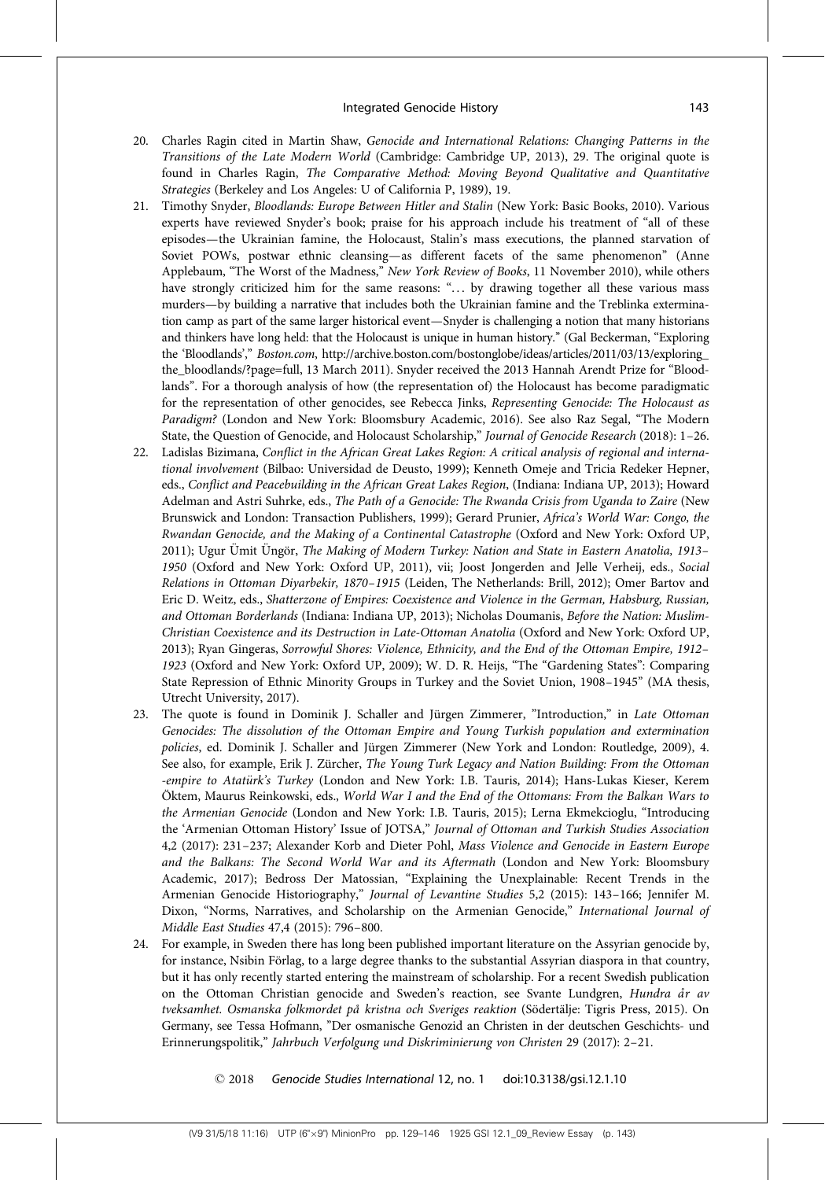20. Charles Ragin cited in Martin Shaw, *Genocide and International Relations: Changing Patterns in the Transitions of the Late Modern World* (Cambridge: Cambridge UP, 2013), 29. The original quote is found in Charles Ragin, *The Comparative Method: Moving Beyond Qualitative and Quantitative Strategies* (Berkeley and Los Angeles: U of California P, 1989), 19.

21. Timothy Snyder, *Bloodlands: Europe Between Hitler and Stalin* (New York: Basic Books, 2010). Various experts have reviewed Snyder's book; praise for his approach include his treatment of "all of these episodes—the Ukrainian famine, the Holocaust, Stalin's mass executions, the planned starvation of Soviet POWs, postwar ethnic cleansing—as different facets of the same phenomenon" (Anne Applebaum, "The Worst of the Madness," *New York Review of Books*, 11 November 2010), while others have strongly criticized him for the same reasons: "… by drawing together all these various mass murders—by building a narrative that includes both the Ukrainian famine and the Treblinka extermination camp as part of the same larger historical event—Snyder is challenging a notion that many historians and thinkers have long held: that the Holocaust is unique in human history." (Gal Beckerman, "Exploring the 'Bloodlands'," *Boston.com*, http://archive.boston.com/bostonglobe/ideas/articles/2011/03/13/exploring_the_bloodlands/?page=full, 13 March 2011). Snyder received the 2013 Hannah Arendt Prize for "Bloodlands". For a thorough analysis of how (the representation of) the Holocaust has become paradigmatic for the representation of other genocides, see Rebecca Jinks, *Representing Genocide: The Holocaust as Paradigm?* (London and New York: Bloomsbury Academic, 2016). See also Raz Segal, "The Modern State, the Question of Genocide, and Holocaust Scholarship," *Journal of Genocide Research* (2018): 1–26.

22. Ladislas Bizimana, *Conflict in the African Great Lakes Region: A critical analysis of regional and international involvement* (Bilbao: Universidad de Deusto, 1999); Kenneth Omeje and Tricia Redeker Hepner, eds., *Conflict and Peacebuilding in the African Great Lakes Region*, (Indiana: Indiana UP, 2013); Howard Adelman and Astri Suhrke, eds., *The Path of a Genocide: The Rwanda Crisis from Uganda to Zaire* (New Brunswick and London: Transaction Publishers, 1999); Gerard Prunier, *Africa's World War: Congo, the Rwandan Genocide, and the Making of a Continental Catastrophe* (Oxford and New York: Oxford UP, 2011); Ugur Ümit Üngör, *The Making of Modern Turkey: Nation and State in Eastern Anatolia, 1913–1950* (Oxford and New York: Oxford UP, 2011), vii; Joost Jongerden and Jelle Verheij, eds., *Social Relations in Ottoman Diyarbekir, 1870–1915* (Leiden, The Netherlands: Brill, 2012); Omer Bartov and Eric D. Weitz, eds., *Shatterzone of Empires: Coexistence and Violence in the German, Habsburg, Russian, and Ottoman Borderlands* (Indiana: Indiana UP, 2013); Nicholas Doumanis, *Before the Nation: Muslim-Christian Coexistence and its Destruction in Late-Ottoman Anatolia* (Oxford and New York: Oxford UP, 2013); Ryan Gingeras, *Sorrowful Shores: Violence, Ethnicity, and the End of the Ottoman Empire, 1912–1923* (Oxford and New York: Oxford UP, 2009); W. D. R. Heijs, "The "Gardening States": Comparing State Repression of Ethnic Minority Groups in Turkey and the Soviet Union, 1908–1945" (MA thesis, Utrecht University, 2017).

23. The quote is found in Dominik J. Schaller and Jürgen Zimmerer, "Introduction," in *Late Ottoman Genocides: The dissolution of the Ottoman Empire and Young Turkish population and extermination policies*, ed. Dominik J. Schaller and Jürgen Zimmerer (New York and London: Routledge, 2009), 4. See also, for example, Erik J. Zürcher, *The Young Turk Legacy and Nation Building: From the Ottoman -empire to Atatürk's Turkey* (London and New York: I.B. Tauris, 2014); Hans-Lukas Kieser, Kerem Öktem, Maurus Reinkowski, eds., *World War I and the End of the Ottomans: From the Balkan Wars to the Armenian Genocide* (London and New York: I.B. Tauris, 2015); Lerna Ekmekcioglu, "Introducing the 'Armenian Ottoman History' Issue of JOTSA," *Journal of Ottoman and Turkish Studies Association* 4,2 (2017): 231–237; Alexander Korb and Dieter Pohl, *Mass Violence and Genocide in Eastern Europe and the Balkans: The Second World War and its Aftermath* (London and New York: Bloomsbury Academic, 2017); Bedross Der Matossian, "Explaining the Unexplainable: Recent Trends in the Armenian Genocide Historiography," *Journal of Levantine Studies* 5,2 (2015): 143–166; Jennifer M. Dixon, "Norms, Narratives, and Scholarship on the Armenian Genocide," *International Journal of Middle East Studies* 47,4 (2015): 796–800.

24. For example, in Sweden there has long been published important literature on the Assyrian genocide by, for instance, Nsibin Förlag, to a large degree thanks to the substantial Assyrian diaspora in that country, but it has only recently started entering the mainstream of scholarship. For a recent Swedish publication on the Ottoman Christian genocide and Sweden's reaction, see Svante Lundgren, *Hundra år av tveksamhet. Osmanska folkmordet på kristna och Sveriges reaktion* (Södertälje: Tigris Press, 2015). On Germany, see Tessa Hofmann, "Der osmanische Genozid an Christen in der deutschen Geschichts- und Erinnerungspolitik," *Jahrbuch Verfolgung und Diskriminierung von Christen* 29 (2017): 2–21.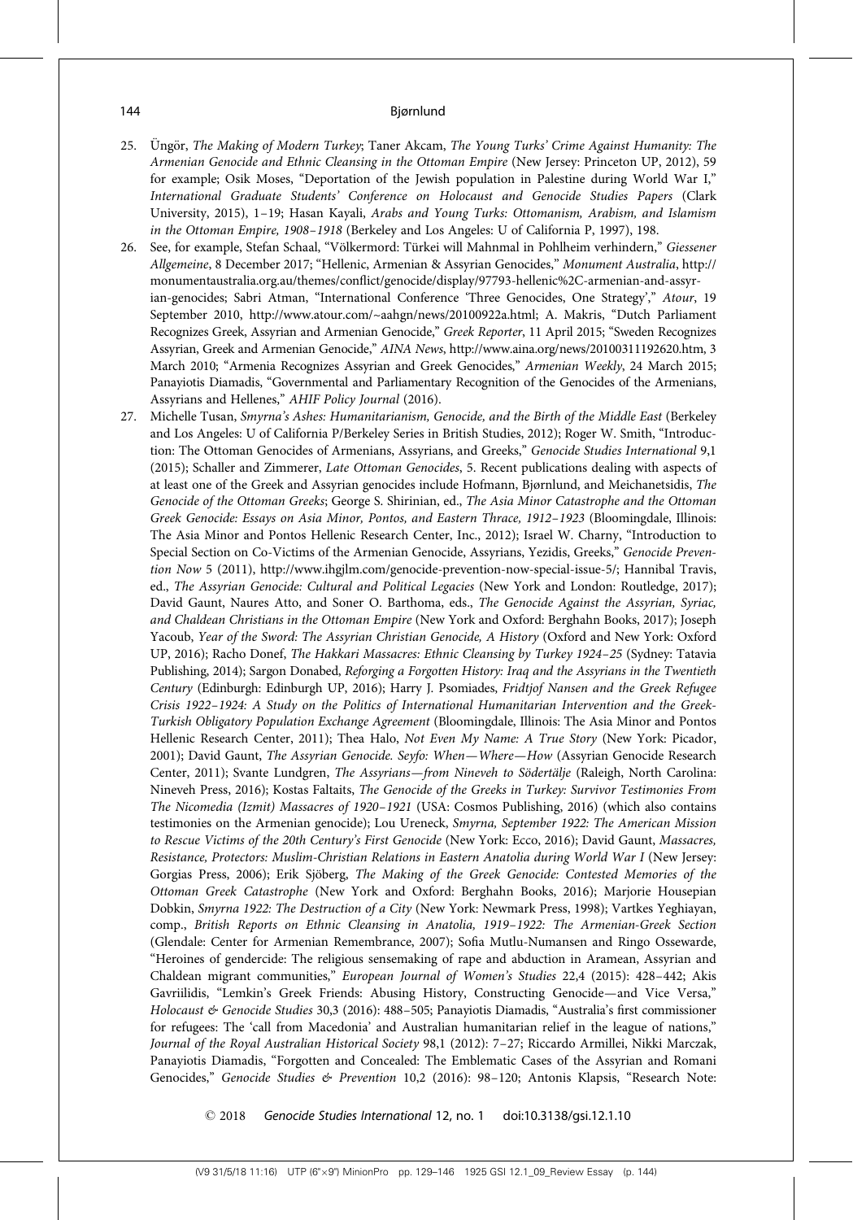25. Üngör, *The Making of Modern Turkey*; Taner Akcam, *The Young Turks' Crime Against Humanity: The Armenian Genocide and Ethnic Cleansing in the Ottoman Empire* (New Jersey: Princeton UP, 2012), 59 for example; Osik Moses, "Deportation of the Jewish population in Palestine during World War I," *International Graduate Students' Conference on Holocaust and Genocide Studies Papers* (Clark University, 2015), 1–19; Hasan Kayali, *Arabs and Young Turks: Ottomanism, Arabism, and Islamism in the Ottoman Empire, 1908–1918* (Berkeley and Los Angeles: U of California P, 1997), 198.
26. See, for example, Stefan Schaal, "Völkermord: Türkei will Mahnmal in Pohlheim verhindern," *Giessener Allgemeine*, 8 December 2017; "Hellenic, Armenian & Assyrian Genocides," *Monument Australia*, http://monumentaustralia.org.au/themes/conflict/genocide/display/97793-hellenic%2C-armenian-and-assyrian-genocides; Sabri Atman, "International Conference 'Three Genocides, One Strategy'," *Atour*, 19 September 2010, http://www.atour.com/~aahgn/news/20100922a.html; A. Makris, "Dutch Parliament Recognizes Greek, Assyrian and Armenian Genocide," *Greek Reporter*, 11 April 2015; "Sweden Recognizes Assyrian, Greek and Armenian Genocide," *AINA News*, http://www.aina.org/news/20100311192620.htm, 3 March 2010; "Armenia Recognizes Assyrian and Greek Genocides," *Armenian Weekly*, 24 March 2015; Panayiotis Diamadis, "Governmental and Parliamentary Recognition of the Genocides of the Armenians, Assyrians and Hellenes," *AHIF Policy Journal* (2016).
27. Michelle Tusan, *Smyrna's Ashes: Humanitarianism, Genocide, and the Birth of the Middle East* (Berkeley and Los Angeles: U of California P/Berkeley Series in British Studies, 2012); Roger W. Smith, "Introduction: The Ottoman Genocides of Armenians, Assyrians, and Greeks," *Genocide Studies International* 9,1 (2015); Schaller and Zimmerer, *Late Ottoman Genocides*, 5. Recent publications dealing with aspects of at least one of the Greek and Assyrian genocides include Hofmann, Bjørnlund, and Meichanetsidis, *The Genocide of the Ottoman Greeks*; George S. Shirinian, ed., *The Asia Minor Catastrophe and the Ottoman Greek Genocide: Essays on Asia Minor, Pontos, and Eastern Thrace, 1912–1923* (Bloomingdale, Illinois: The Asia Minor and Pontos Hellenic Research Center, Inc., 2012); Israel W. Charny, "Introduction to Special Section on Co-Victims of the Armenian Genocide, Assyrians, Yezidis, Greeks," *Genocide Prevention Now* 5 (2011), http://www.ihgjlm.com/genocide-prevention-now-special-issue-5/; Hannibal Travis, ed., *The Assyrian Genocide: Cultural and Political Legacies* (New York and London: Routledge, 2017); David Gaunt, Naures Atto, and Soner O. Barthoma, eds., *The Genocide Against the Assyrian, Syriac, and Chaldean Christians in the Ottoman Empire* (New York and Oxford: Berghahn Books, 2017); Joseph Yacoub, *Year of the Sword: The Assyrian Christian Genocide, A History* (Oxford and New York: Oxford UP, 2016); Racho Donef, *The Hakkari Massacres: Ethnic Cleansing by Turkey 1924–25* (Sydney: Tatavia Publishing, 2014); Sargon Donabed, *Reforging a Forgotten History: Iraq and the Assyrians in the Twentieth Century* (Edinburgh: Edinburgh UP, 2016); Harry J. Psomiades, *Fridtjof Nansen and the Greek Refugee Crisis 1922–1924: A Study on the Politics of International Humanitarian Intervention and the Greek-Turkish Obligatory Population Exchange Agreement* (Bloomingdale, Illinois: The Asia Minor and Pontos Hellenic Research Center, 2011); Thea Halo, *Not Even My Name: A True Story* (New York: Picador, 2001); David Gaunt, *The Assyrian Genocide. Seyfo: When—Where—How* (Assyrian Genocide Research Center, 2011); Svante Lundgren, *The Assyrians—from Nineveh to Södertälje* (Raleigh, North Carolina: Nineveh Press, 2016); Kostas Faltaits, *The Genocide of the Greeks in Turkey: Survivor Testimonies From The Nicomedia (Izmit) Massacres of 1920–1921* (USA: Cosmos Publishing, 2016) (which also contains testimonies on the Armenian genocide); Lou Ureneck, *Smyrna, September 1922: The American Mission to Rescue Victims of the 20th Century's First Genocide* (New York: Ecco, 2016); David Gaunt, *Massacres, Resistance, Protectors: Muslim-Christian Relations in Eastern Anatolia during World War I* (New Jersey: Gorgias Press, 2006); Erik Sjöberg, *The Making of the Greek Genocide: Contested Memories of the Ottoman Greek Catastrophe* (New York and Oxford: Berghahn Books, 2016); Marjorie Housepian Dobkin, *Smyrna 1922: The Destruction of a City* (New York: Newmark Press, 1998); Vartkes Yeghiayan, comp., *British Reports on Ethnic Cleansing in Anatolia, 1919–1922: The Armenian-Greek Section* (Glendale: Center for Armenian Remembrance, 2007); Sofia Mutlu-Numansen and Ringo Ossewarde, "Heroines of gendercide: The religious sensemaking of rape and abduction in Aramean, Assyrian and Chaldean migrant communities," *European Journal of Women's Studies* 22,4 (2015): 428–442; Akis Gavriilidis, "Lemkin's Greek Friends: Abusing History, Constructing Genocide—and Vice Versa," *Holocaust & Genocide Studies* 30,3 (2016): 488–505; Panayiotis Diamadis, "Australia's first commissioner for refugees: The 'call from Macedonia' and Australian humanitarian relief in the league of nations," *Journal of the Royal Australian Historical Society* 98,1 (2012): 7–27; Riccardo Armillei, Nikki Marczak, Panayiotis Diamadis, "Forgotten and Concealed: The Emblematic Cases of the Assyrian and Romani Genocides," *Genocide Studies & Prevention* 10,2 (2016): 98–120; Antonis Klapsis, "Research Note: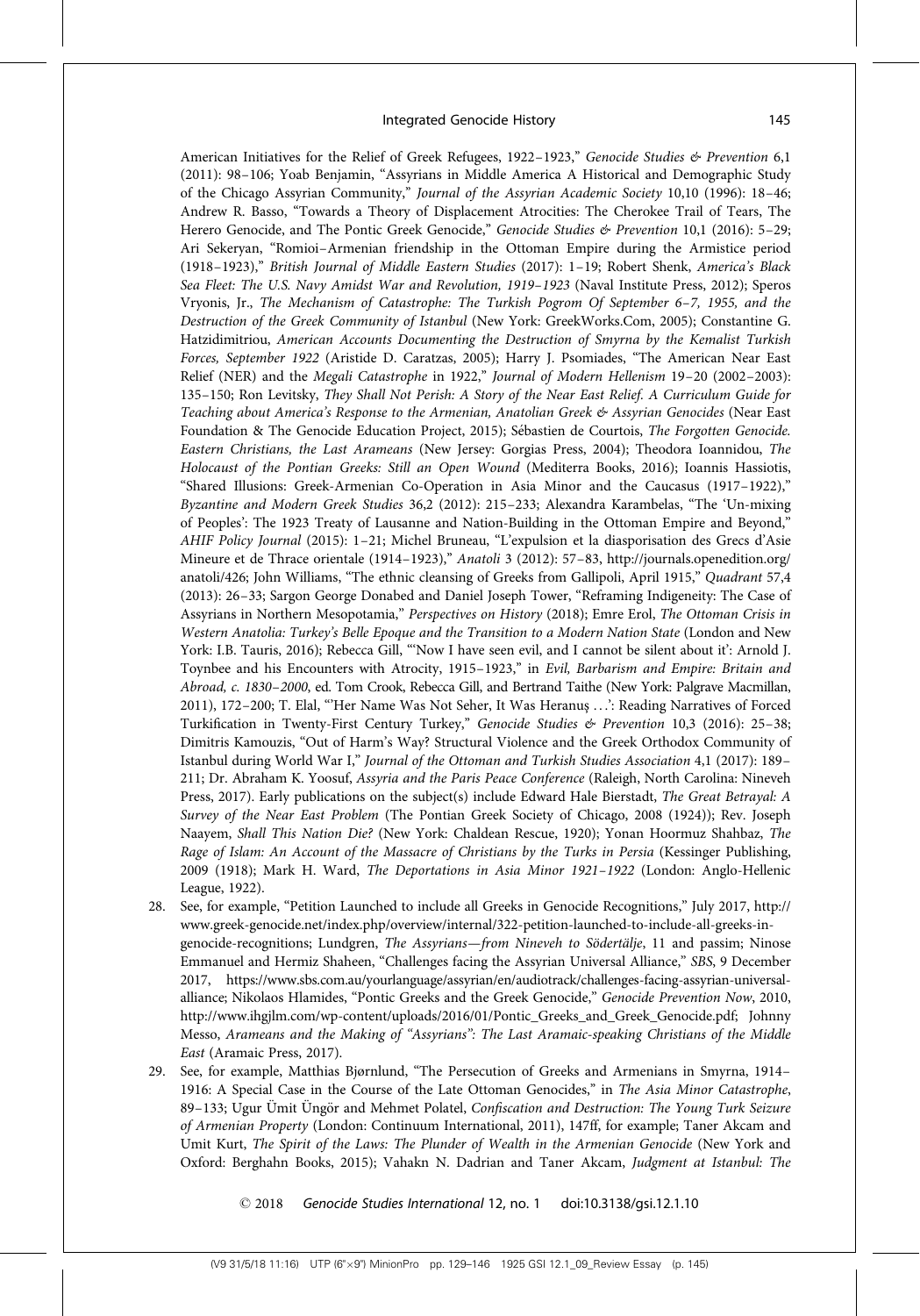American Initiatives for the Relief of Greek Refugees, 1922–1923," *Genocide Studies & Prevention* 6,1 (2011): 98–106; Yoab Benjamin, "Assyrians in Middle America A Historical and Demographic Study of the Chicago Assyrian Community," *Journal of the Assyrian Academic Society* 10,10 (1996): 18–46; Andrew R. Basso, "Towards a Theory of Displacement Atrocities: The Cherokee Trail of Tears, The Herero Genocide, and The Pontic Greek Genocide," *Genocide Studies & Prevention* 10,1 (2016): 5–29; Ari Sekeryan, "Romioi–Armenian friendship in the Ottoman Empire during the Armistice period (1918–1923)," *British Journal of Middle Eastern Studies* (2017): 1–19; Robert Shenk, *America's Black Sea Fleet: The U.S. Navy Amidst War and Revolution, 1919–1923* (Naval Institute Press, 2012); Speros Vryonis, Jr., *The Mechanism of Catastrophe: The Turkish Pogrom Of September 6–7, 1955, and the Destruction of the Greek Community of Istanbul* (New York: GreekWorks.Com, 2005); Constantine G. Hatzidimitriou, *American Accounts Documenting the Destruction of Smyrna by the Kemalist Turkish Forces, September 1922* (Aristide D. Caratzas, 2005); Harry J. Psomiades, "The American Near East Relief (NER) and the *Megali Catastrophe* in 1922," *Journal of Modern Hellenism* 19–20 (2002–2003): 135–150; Ron Levitsky, *They Shall Not Perish: A Story of the Near East Relief. A Curriculum Guide for Teaching about America's Response to the Armenian, Anatolian Greek & Assyrian Genocides* (Near East Foundation & The Genocide Education Project, 2015); Sébastien de Courtois, *The Forgotten Genocide. Eastern Christians, the Last Arameans* (New Jersey: Gorgias Press, 2004); Theodora Ioannidou, *The Holocaust of the Pontian Greeks: Still an Open Wound* (Mediterra Books, 2016); Ioannis Hassiotis, "Shared Illusions: Greek-Armenian Co-Operation in Asia Minor and the Caucasus (1917–1922)," *Byzantine and Modern Greek Studies* 36,2 (2012): 215–233; Alexandra Karambelas, "The 'Un-mixing of Peoples': The 1923 Treaty of Lausanne and Nation-Building in the Ottoman Empire and Beyond," *AHIF Policy Journal* (2015): 1–21; Michel Bruneau, "L'expulsion et la diasporisation des Grecs d'Asie Mineure et de Thrace orientale (1914–1923)," *Anatoli* 3 (2012): 57–83, http://journals.openedition.org/anatoli/426; John Williams, "The ethnic cleansing of Greeks from Gallipoli, April 1915," *Quadrant* 57,4 (2013): 26–33; Sargon George Donabed and Daniel Joseph Tower, "Reframing Indigeneity: The Case of Assyrians in Northern Mesopotamia," *Perspectives on History* (2018); Emre Erol, *The Ottoman Crisis in Western Anatolia: Turkey's Belle Epoque and the Transition to a Modern Nation State* (London and New York: I.B. Tauris, 2016); Rebecca Gill, "'Now I have seen evil, and I cannot be silent about it': Arnold J. Toynbee and his Encounters with Atrocity, 1915–1923," in *Evil, Barbarism and Empire: Britain and Abroad, c. 1830–2000*, ed. Tom Crook, Rebecca Gill, and Bertrand Taithe (New York: Palgrave Macmillan, 2011), 172–200; T. Elal, "'Her Name Was Not Seher, It Was Heranuş …': Reading Narratives of Forced Turkification in Twenty-First Century Turkey," *Genocide Studies & Prevention* 10,3 (2016): 25–38; Dimitris Kamouzis, "Out of Harm's Way? Structural Violence and the Greek Orthodox Community of Istanbul during World War I," *Journal of the Ottoman and Turkish Studies Association* 4,1 (2017): 189–211; Dr. Abraham K. Yoosuf, *Assyria and the Paris Peace Conference* (Raleigh, North Carolina: Nineveh Press, 2017). Early publications on the subject(s) include Edward Hale Bierstadt, *The Great Betrayal: A Survey of the Near East Problem* (The Pontian Greek Society of Chicago, 2008 (1924)); Rev. Joseph Naayem, *Shall This Nation Die?* (New York: Chaldean Rescue, 1920); Yonan Hoormuz Shahbaz, *The Rage of Islam: An Account of the Massacre of Christians by the Turks in Persia* (Kessinger Publishing, 2009 (1918); Mark H. Ward, *The Deportations in Asia Minor 1921–1922* (London: Anglo-Hellenic League, 1922).

28. See, for example, "Petition Launched to include all Greeks in Genocide Recognitions," July 2017, http://www.greek-genocide.net/index.php/overview/internal/322-petition-launched-to-include-all-greeks-in-genocide-recognitions; Lundgren, *The Assyrians—from Nineveh to Södertälje*, 11 and passim; Ninose Emmanuel and Hermiz Shaheen, "Challenges facing the Assyrian Universal Alliance," *SBS*, 9 December 2017, https://www.sbs.com.au/yourlanguage/assyrian/en/audiotrack/challenges-facing-assyrian-universal-alliance; Nikolaos Hlamides, "Pontic Greeks and the Greek Genocide," *Genocide Prevention Now*, 2010, http://www.ihgjlm.com/wp-content/uploads/2016/01/Pontic_Greeks_and_Greek_Genocide.pdf; Johnny Messo, *Arameans and the Making of "Assyrians": The Last Aramaic-speaking Christians of the Middle East* (Aramaic Press, 2017).

29. See, for example, Matthias Bjørnlund, "The Persecution of Greeks and Armenians in Smyrna, 1914–1916: A Special Case in the Course of the Late Ottoman Genocides," in *The Asia Minor Catastrophe*, 89–133; Ugur Ümit Üngör and Mehmet Polatel, *Confiscation and Destruction: The Young Turk Seizure of Armenian Property* (London: Continuum International, 2011), 147ff, for example; Taner Akcam and Umit Kurt, *The Spirit of the Laws: The Plunder of Wealth in the Armenian Genocide* (New York and Oxford: Berghahn Books, 2015); Vahakn N. Dadrian and Taner Akcam, *Judgment at Istanbul: The*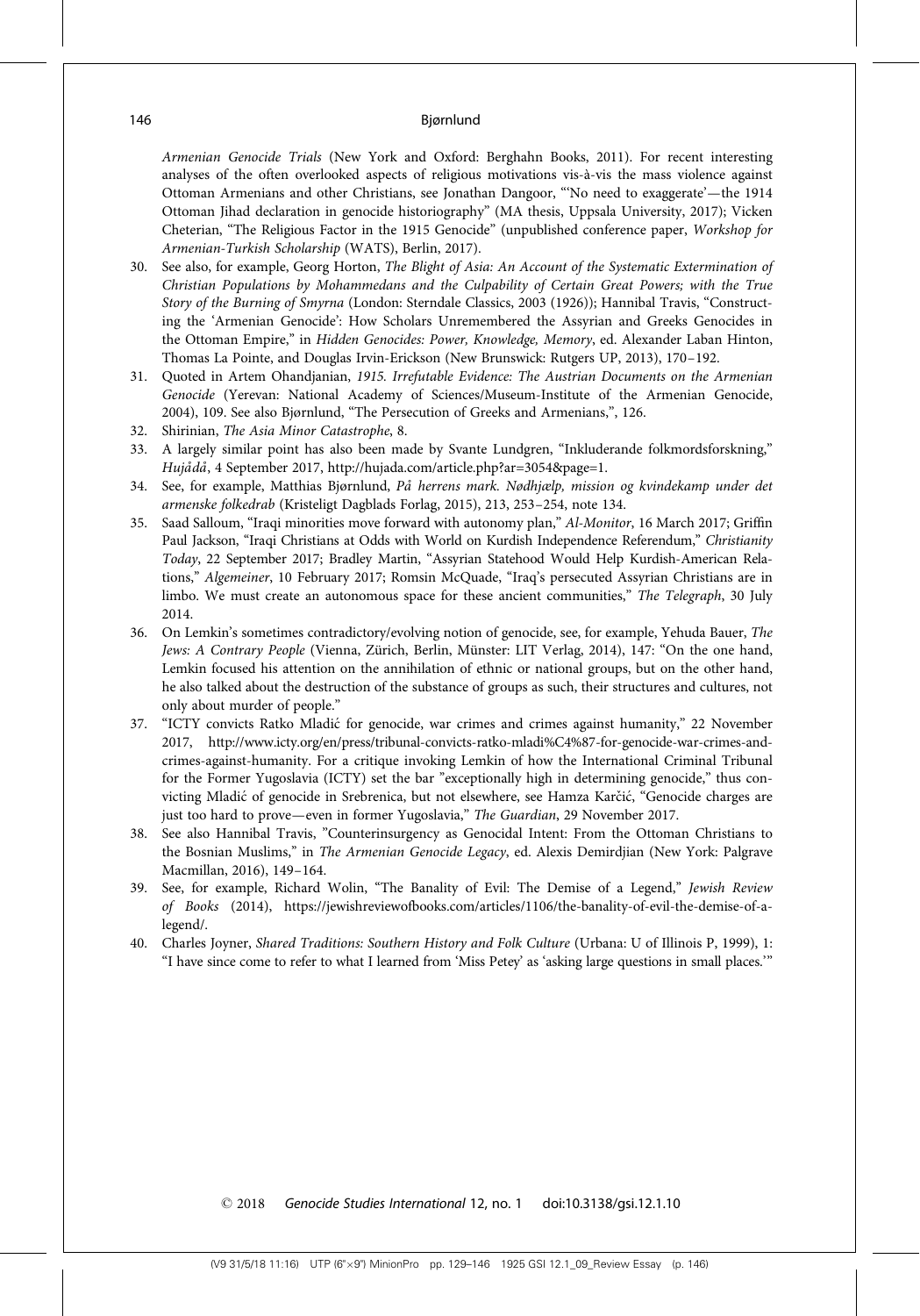*Armenian Genocide Trials* (New York and Oxford: Berghahn Books, 2011). For recent interesting analyses of the often overlooked aspects of religious motivations vis-à-vis the mass violence against Ottoman Armenians and other Christians, see Jonathan Dangoor, "'No need to exaggerate'—the 1914 Ottoman Jihad declaration in genocide historiography" (MA thesis, Uppsala University, 2017); Vicken Cheterian, "The Religious Factor in the 1915 Genocide" (unpublished conference paper, *Workshop for Armenian-Turkish Scholarship* (WATS), Berlin, 2017).

30. See also, for example, Georg Horton, *The Blight of Asia: An Account of the Systematic Extermination of Christian Populations by Mohammedans and the Culpability of Certain Great Powers; with the True Story of the Burning of Smyrna* (London: Sterndale Classics, 2003 (1926)); Hannibal Travis, "Constructing the 'Armenian Genocide': How Scholars Unremembered the Assyrian and Greeks Genocides in the Ottoman Empire," in *Hidden Genocides: Power, Knowledge, Memory*, ed. Alexander Laban Hinton, Thomas La Pointe, and Douglas Irvin-Erickson (New Brunswick: Rutgers UP, 2013), 170–192.
31. Quoted in Artem Ohandjanian, *1915. Irrefutable Evidence: The Austrian Documents on the Armenian Genocide* (Yerevan: National Academy of Sciences/Museum-Institute of the Armenian Genocide, 2004), 109. See also Bjørnlund, "The Persecution of Greeks and Armenians,", 126.
32. Shirinian, *The Asia Minor Catastrophe*, 8.
33. A largely similar point has also been made by Svante Lundgren, "Inkluderande folkmordsforskning," *Hujådå*, 4 September 2017, http://hujada.com/article.php?ar=3054&page=1.
34. See, for example, Matthias Bjørnlund, *På herrens mark. Nødhjælp, mission og kvindekamp under det armenske folkedrab* (Kristeligt Dagblads Forlag, 2015), 213, 253–254, note 134.
35. Saad Salloum, "Iraqi minorities move forward with autonomy plan," *Al-Monitor*, 16 March 2017; Griffin Paul Jackson, "Iraqi Christians at Odds with World on Kurdish Independence Referendum," *Christianity Today*, 22 September 2017; Bradley Martin, "Assyrian Statehood Would Help Kurdish-American Relations," *Algemeiner*, 10 February 2017; Romsin McQuade, "Iraq's persecuted Assyrian Christians are in limbo. We must create an autonomous space for these ancient communities," *The Telegraph*, 30 July 2014.
36. On Lemkin's sometimes contradictory/evolving notion of genocide, see, for example, Yehuda Bauer, *The Jews: A Contrary People* (Vienna, Zürich, Berlin, Münster: LIT Verlag, 2014), 147: "On the one hand, Lemkin focused his attention on the annihilation of ethnic or national groups, but on the other hand, he also talked about the destruction of the substance of groups as such, their structures and cultures, not only about murder of people."
37. "ICTY convicts Ratko Mladić for genocide, war crimes and crimes against humanity," 22 November 2017, http://www.icty.org/en/press/tribunal-convicts-ratko-mladi%C4%87-for-genocide-war-crimes-and-crimes-against-humanity. For a critique invoking Lemkin of how the International Criminal Tribunal for the Former Yugoslavia (ICTY) set the bar "exceptionally high in determining genocide," thus convicting Mladić of genocide in Srebrenica, but not elsewhere, see Hamza Karčić, "Genocide charges are just too hard to prove—even in former Yugoslavia," *The Guardian*, 29 November 2017.
38. See also Hannibal Travis, "Counterinsurgency as Genocidal Intent: From the Ottoman Christians to the Bosnian Muslims," in *The Armenian Genocide Legacy*, ed. Alexis Demirdjian (New York: Palgrave Macmillan, 2016), 149–164.
39. See, for example, Richard Wolin, "The Banality of Evil: The Demise of a Legend," *Jewish Review of Books* (2014), https://jewishreviewofbooks.com/articles/1106/the-banality-of-evil-the-demise-of-a-legend/.
40. Charles Joyner, *Shared Traditions: Southern History and Folk Culture* (Urbana: U of Illinois P, 1999), 1: "I have since come to refer to what I learned from 'Miss Petey' as 'asking large questions in small places.'"